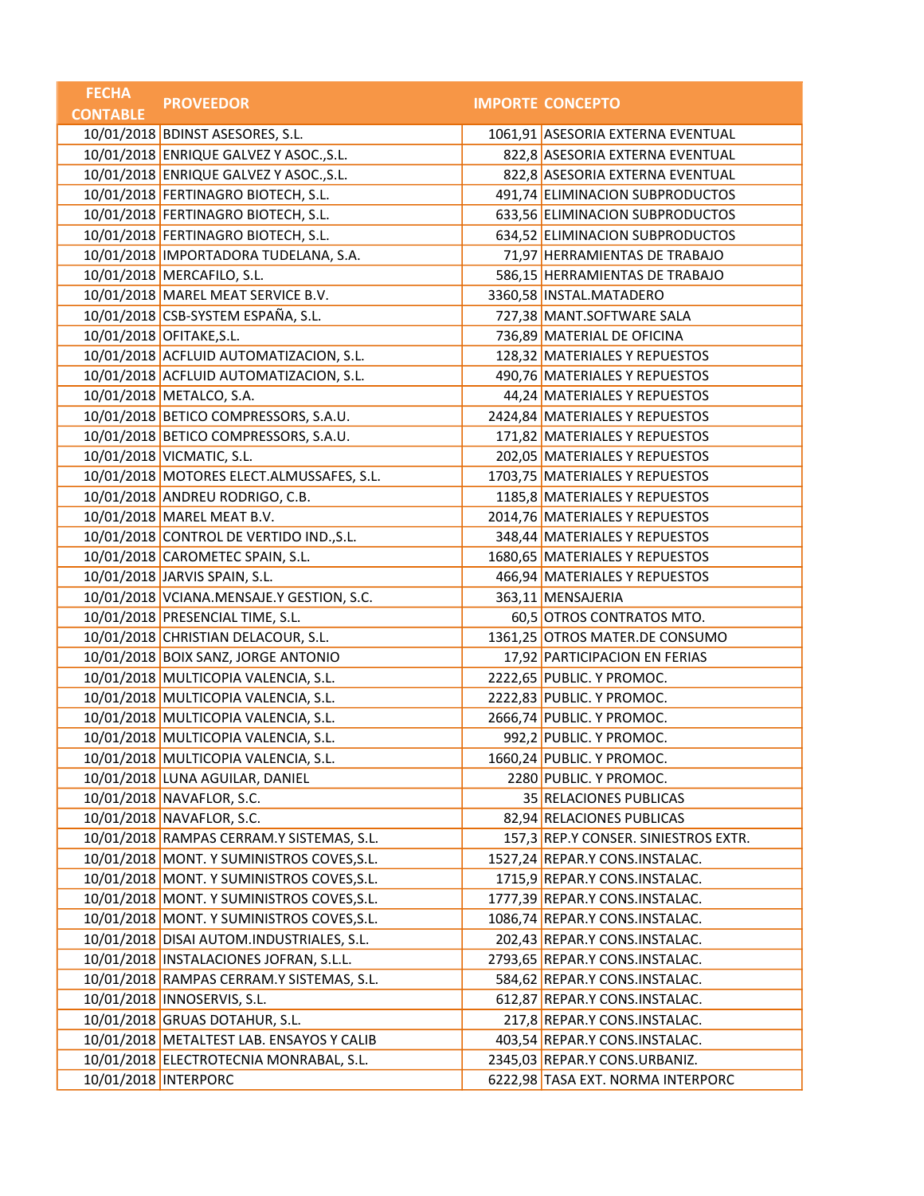| FECHA CONTABLE | PROVEEDOR | IMPORTE | CONCEPTO |
|---|---|---|---|
| 10/01/2018 | BDINST ASESORES, S.L. | 1061,91 | ASESORIA EXTERNA EVENTUAL |
| 10/01/2018 | ENRIQUE GALVEZ Y ASOC.,S.L. | 822,8 | ASESORIA EXTERNA EVENTUAL |
| 10/01/2018 | ENRIQUE GALVEZ Y ASOC.,S.L. | 822,8 | ASESORIA EXTERNA EVENTUAL |
| 10/01/2018 | FERTINAGRO BIOTECH, S.L. | 491,74 | ELIMINACION SUBPRODUCTOS |
| 10/01/2018 | FERTINAGRO BIOTECH, S.L. | 633,56 | ELIMINACION SUBPRODUCTOS |
| 10/01/2018 | FERTINAGRO BIOTECH, S.L. | 634,52 | ELIMINACION SUBPRODUCTOS |
| 10/01/2018 | IMPORTADORA TUDELANA, S.A. | 71,97 | HERRAMIENTAS DE TRABAJO |
| 10/01/2018 | MERCAFILO, S.L. | 586,15 | HERRAMIENTAS DE TRABAJO |
| 10/01/2018 | MAREL MEAT SERVICE B.V. | 3360,58 | INSTAL.MATADERO |
| 10/01/2018 | CSB-SYSTEM ESPAÑA, S.L. | 727,38 | MANT.SOFTWARE SALA |
| 10/01/2018 | OFITAKE,S.L. | 736,89 | MATERIAL DE OFICINA |
| 10/01/2018 | ACFLUID AUTOMATIZACION, S.L. | 128,32 | MATERIALES Y REPUESTOS |
| 10/01/2018 | ACFLUID AUTOMATIZACION, S.L. | 490,76 | MATERIALES Y REPUESTOS |
| 10/01/2018 | METALCO, S.A. | 44,24 | MATERIALES Y REPUESTOS |
| 10/01/2018 | BETICO COMPRESSORS, S.A.U. | 2424,84 | MATERIALES Y REPUESTOS |
| 10/01/2018 | BETICO COMPRESSORS, S.A.U. | 171,82 | MATERIALES Y REPUESTOS |
| 10/01/2018 | VICMATIC, S.L. | 202,05 | MATERIALES Y REPUESTOS |
| 10/01/2018 | MOTORES ELECT.ALMUSSAFES, S.L. | 1703,75 | MATERIALES Y REPUESTOS |
| 10/01/2018 | ANDREU RODRIGO, C.B. | 1185,8 | MATERIALES Y REPUESTOS |
| 10/01/2018 | MAREL MEAT B.V. | 2014,76 | MATERIALES Y REPUESTOS |
| 10/01/2018 | CONTROL DE VERTIDO IND.,S.L. | 348,44 | MATERIALES Y REPUESTOS |
| 10/01/2018 | CAROMETEC SPAIN, S.L. | 1680,65 | MATERIALES Y REPUESTOS |
| 10/01/2018 | JARVIS SPAIN, S.L. | 466,94 | MATERIALES Y REPUESTOS |
| 10/01/2018 | VCIANA.MENSAJE.Y GESTION, S.C. | 363,11 | MENSAJERIA |
| 10/01/2018 | PRESENCIAL TIME, S.L. | 60,5 | OTROS CONTRATOS MTO. |
| 10/01/2018 | CHRISTIAN DELACOUR, S.L. | 1361,25 | OTROS MATER.DE CONSUMO |
| 10/01/2018 | BOIX SANZ, JORGE ANTONIO | 17,92 | PARTICIPACION EN FERIAS |
| 10/01/2018 | MULTICOPIA VALENCIA, S.L. | 2222,65 | PUBLIC. Y PROMOC. |
| 10/01/2018 | MULTICOPIA VALENCIA, S.L. | 2222,83 | PUBLIC. Y PROMOC. |
| 10/01/2018 | MULTICOPIA VALENCIA, S.L. | 2666,74 | PUBLIC. Y PROMOC. |
| 10/01/2018 | MULTICOPIA VALENCIA, S.L. | 992,2 | PUBLIC. Y PROMOC. |
| 10/01/2018 | MULTICOPIA VALENCIA, S.L. | 1660,24 | PUBLIC. Y PROMOC. |
| 10/01/2018 | LUNA AGUILAR, DANIEL | 2280 | PUBLIC. Y PROMOC. |
| 10/01/2018 | NAVAFLOR, S.C. | 35 | RELACIONES PUBLICAS |
| 10/01/2018 | NAVAFLOR, S.C. | 82,94 | RELACIONES PUBLICAS |
| 10/01/2018 | RAMPAS CERRAM.Y SISTEMAS, S.L. | 157,3 | REP.Y CONSER. SINIESTROS EXTR. |
| 10/01/2018 | MONT. Y SUMINISTROS COVES,S.L. | 1527,24 | REPAR.Y CONS.INSTALAC. |
| 10/01/2018 | MONT. Y SUMINISTROS COVES,S.L. | 1715,9 | REPAR.Y CONS.INSTALAC. |
| 10/01/2018 | MONT. Y SUMINISTROS COVES,S.L. | 1777,39 | REPAR.Y CONS.INSTALAC. |
| 10/01/2018 | MONT. Y SUMINISTROS COVES,S.L. | 1086,74 | REPAR.Y CONS.INSTALAC. |
| 10/01/2018 | DISAI AUTOM.INDUSTRIALES, S.L. | 202,43 | REPAR.Y CONS.INSTALAC. |
| 10/01/2018 | INSTALACIONES JOFRAN, S.L.L. | 2793,65 | REPAR.Y CONS.INSTALAC. |
| 10/01/2018 | RAMPAS CERRAM.Y SISTEMAS, S.L. | 584,62 | REPAR.Y CONS.INSTALAC. |
| 10/01/2018 | INNOSERVIS, S.L. | 612,87 | REPAR.Y CONS.INSTALAC. |
| 10/01/2018 | GRUAS DOTAHUR, S.L. | 217,8 | REPAR.Y CONS.INSTALAC. |
| 10/01/2018 | METALTEST LAB. ENSAYOS Y CALIB | 403,54 | REPAR.Y CONS.INSTALAC. |
| 10/01/2018 | ELECTROTECNIA MONRABAL, S.L. | 2345,03 | REPAR.Y CONS.URBANIZ. |
| 10/01/2018 | INTERPORC | 6222,98 | TASA EXT. NORMA INTERPORC |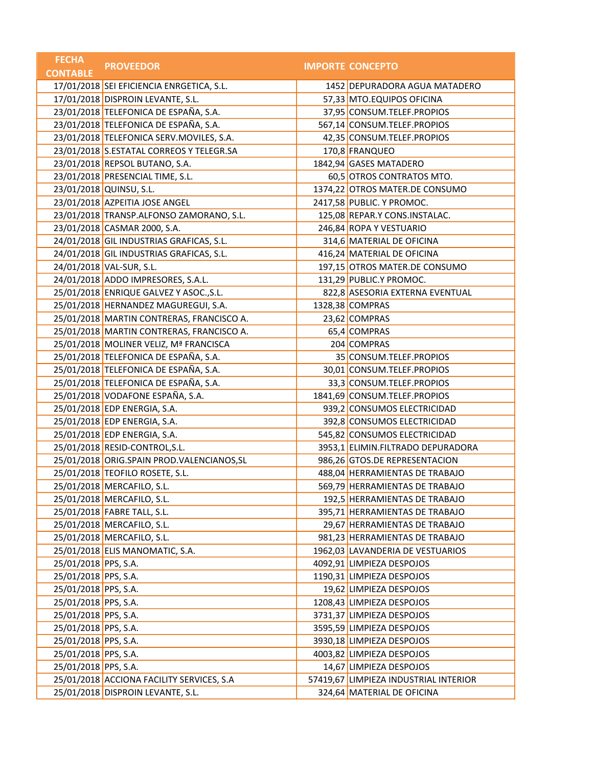| FECHA CONTABLE | PROVEEDOR | IMPORTE | CONCEPTO |
|---|---|---|---|
| 17/01/2018 | SEI EFICIENCIA ENRGETICA, S.L. | 1452 | DEPURADORA AGUA MATADERO |
| 17/01/2018 | DISPROIN LEVANTE, S.L. | 57,33 | MTO.EQUIPOS OFICINA |
| 23/01/2018 | TELEFONICA DE ESPAÑA, S.A. | 37,95 | CONSUM.TELEF.PROPIOS |
| 23/01/2018 | TELEFONICA DE ESPAÑA, S.A. | 567,14 | CONSUM.TELEF.PROPIOS |
| 23/01/2018 | TELEFONICA SERV.MOVILES, S.A. | 42,35 | CONSUM.TELEF.PROPIOS |
| 23/01/2018 | S.ESTATAL CORREOS Y TELEGR.SA | 170,8 | FRANQUEO |
| 23/01/2018 | REPSOL BUTANO, S.A. | 1842,94 | GASES MATADERO |
| 23/01/2018 | PRESENCIAL TIME, S.L. | 60,5 | OTROS CONTRATOS MTO. |
| 23/01/2018 | QUINSU, S.L. | 1374,22 | OTROS MATER.DE CONSUMO |
| 23/01/2018 | AZPEITIA JOSE ANGEL | 2417,58 | PUBLIC. Y PROMOC. |
| 23/01/2018 | TRANSP.ALFONSO ZAMORANO, S.L. | 125,08 | REPAR.Y CONS.INSTALAC. |
| 23/01/2018 | CASMAR 2000, S.A. | 246,84 | ROPA Y VESTUARIO |
| 24/01/2018 | GIL INDUSTRIAS GRAFICAS, S.L. | 314,6 | MATERIAL DE OFICINA |
| 24/01/2018 | GIL INDUSTRIAS GRAFICAS, S.L. | 416,24 | MATERIAL DE OFICINA |
| 24/01/2018 | VAL-SUR, S.L. | 197,15 | OTROS MATER.DE CONSUMO |
| 24/01/2018 | ADDO IMPRESORES, S.A.L. | 131,29 | PUBLIC.Y PROMOC. |
| 25/01/2018 | ENRIQUE GALVEZ Y ASOC.,S.L. | 822,8 | ASESORIA EXTERNA EVENTUAL |
| 25/01/2018 | HERNANDEZ MAGUREGUI, S.A. | 1328,38 | COMPRAS |
| 25/01/2018 | MARTIN CONTRERAS, FRANCISCO A. | 23,62 | COMPRAS |
| 25/01/2018 | MARTIN CONTRERAS, FRANCISCO A. | 65,4 | COMPRAS |
| 25/01/2018 | MOLINER VELIZ, Mª FRANCISCA | 204 | COMPRAS |
| 25/01/2018 | TELEFONICA DE ESPAÑA, S.A. | 35 | CONSUM.TELEF.PROPIOS |
| 25/01/2018 | TELEFONICA DE ESPAÑA, S.A. | 30,01 | CONSUM.TELEF.PROPIOS |
| 25/01/2018 | TELEFONICA DE ESPAÑA, S.A. | 33,3 | CONSUM.TELEF.PROPIOS |
| 25/01/2018 | VODAFONE ESPAÑA, S.A. | 1841,69 | CONSUM.TELEF.PROPIOS |
| 25/01/2018 | EDP ENERGIA, S.A. | 939,2 | CONSUMOS ELECTRICIDAD |
| 25/01/2018 | EDP ENERGIA, S.A. | 392,8 | CONSUMOS ELECTRICIDAD |
| 25/01/2018 | EDP ENERGIA, S.A. | 545,82 | CONSUMOS ELECTRICIDAD |
| 25/01/2018 | RESID-CONTROL,S.L. | 3953,1 | ELIMIN.FILTRADO DEPURADORA |
| 25/01/2018 | ORIG.SPAIN PROD.VALENCIANOS,SL | 986,26 | GTOS.DE REPRESENTACION |
| 25/01/2018 | TEOFILO ROSETE, S.L. | 488,04 | HERRAMIENTAS DE TRABAJO |
| 25/01/2018 | MERCAFILO, S.L. | 569,79 | HERRAMIENTAS DE TRABAJO |
| 25/01/2018 | MERCAFILO, S.L. | 192,5 | HERRAMIENTAS DE TRABAJO |
| 25/01/2018 | FABRE TALL, S.L. | 395,71 | HERRAMIENTAS DE TRABAJO |
| 25/01/2018 | MERCAFILO, S.L. | 29,67 | HERRAMIENTAS DE TRABAJO |
| 25/01/2018 | MERCAFILO, S.L. | 981,23 | HERRAMIENTAS DE TRABAJO |
| 25/01/2018 | ELIS MANOMATIC, S.A. | 1962,03 | LAVANDERIA DE VESTUARIOS |
| 25/01/2018 | PPS, S.A. | 4092,91 | LIMPIEZA DESPOJOS |
| 25/01/2018 | PPS, S.A. | 1190,31 | LIMPIEZA DESPOJOS |
| 25/01/2018 | PPS, S.A. | 19,62 | LIMPIEZA DESPOJOS |
| 25/01/2018 | PPS, S.A. | 1208,43 | LIMPIEZA DESPOJOS |
| 25/01/2018 | PPS, S.A. | 3731,37 | LIMPIEZA DESPOJOS |
| 25/01/2018 | PPS, S.A. | 3595,59 | LIMPIEZA DESPOJOS |
| 25/01/2018 | PPS, S.A. | 3930,18 | LIMPIEZA DESPOJOS |
| 25/01/2018 | PPS, S.A. | 4003,82 | LIMPIEZA DESPOJOS |
| 25/01/2018 | PPS, S.A. | 14,67 | LIMPIEZA DESPOJOS |
| 25/01/2018 | ACCIONA FACILITY SERVICES, S.A | 57419,67 | LIMPIEZA INDUSTRIAL INTERIOR |
| 25/01/2018 | DISPROIN LEVANTE, S.L. | 324,64 | MATERIAL DE OFICINA |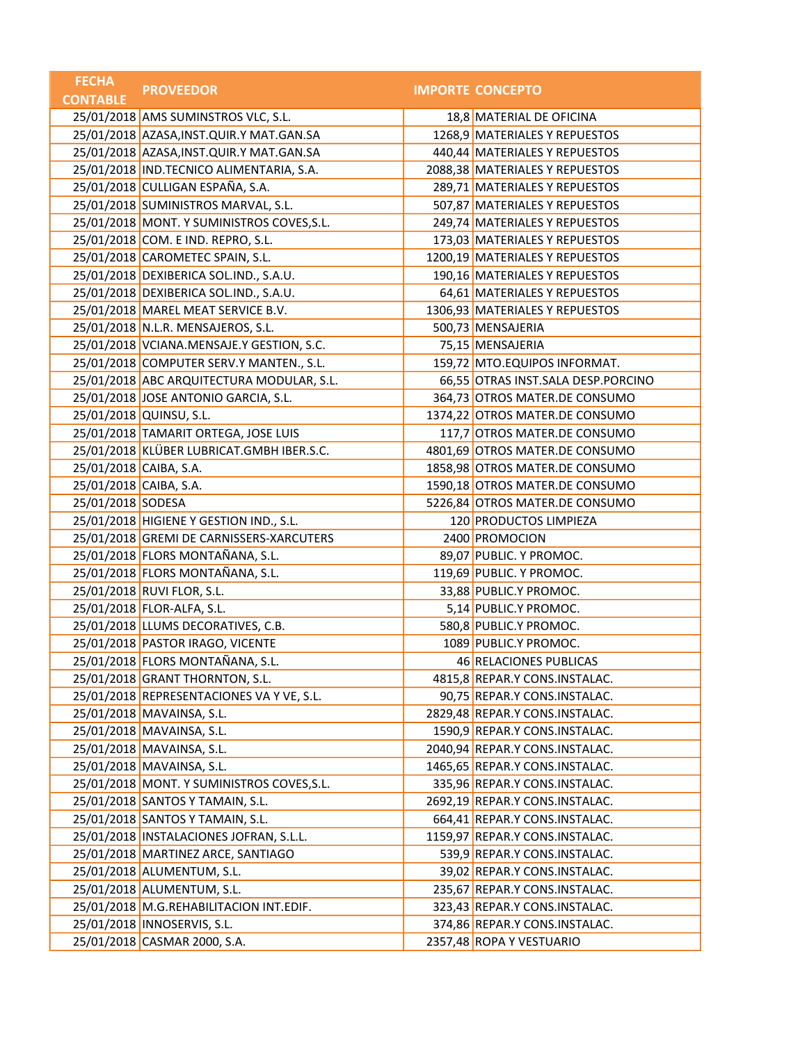| FECHA CONTABLE | PROVEEDOR | IMPORTE | CONCEPTO |
|---|---|---|---|
| 25/01/2018 | AMS SUMINSTROS VLC, S.L. | 18,8 | MATERIAL DE OFICINA |
| 25/01/2018 | AZASA,INST.QUIR.Y MAT.GAN.SA | 1268,9 | MATERIALES Y REPUESTOS |
| 25/01/2018 | AZASA,INST.QUIR.Y MAT.GAN.SA | 440,44 | MATERIALES Y REPUESTOS |
| 25/01/2018 | IND.TECNICO ALIMENTARIA, S.A. | 2088,38 | MATERIALES Y REPUESTOS |
| 25/01/2018 | CULLIGAN ESPAÑA, S.A. | 289,71 | MATERIALES Y REPUESTOS |
| 25/01/2018 | SUMINISTROS MARVAL, S.L. | 507,87 | MATERIALES Y REPUESTOS |
| 25/01/2018 | MONT. Y SUMINISTROS COVES,S.L. | 249,74 | MATERIALES Y REPUESTOS |
| 25/01/2018 | COM. E IND. REPRO, S.L. | 173,03 | MATERIALES Y REPUESTOS |
| 25/01/2018 | CAROMETEC SPAIN, S.L. | 1200,19 | MATERIALES Y REPUESTOS |
| 25/01/2018 | DEXIBERICA SOL.IND., S.A.U. | 190,16 | MATERIALES Y REPUESTOS |
| 25/01/2018 | DEXIBERICA SOL.IND., S.A.U. | 64,61 | MATERIALES Y REPUESTOS |
| 25/01/2018 | MAREL MEAT SERVICE B.V. | 1306,93 | MATERIALES Y REPUESTOS |
| 25/01/2018 | N.L.R. MENSAJEROS, S.L. | 500,73 | MENSAJERIA |
| 25/01/2018 | VCIANA.MENSAJE.Y GESTION, S.C. | 75,15 | MENSAJERIA |
| 25/01/2018 | COMPUTER SERV.Y MANTEN., S.L. | 159,72 | MTO.EQUIPOS INFORMAT. |
| 25/01/2018 | ABC ARQUITECTURA MODULAR, S.L. | 66,55 | OTRAS INST.SALA DESP.PORCINO |
| 25/01/2018 | JOSE ANTONIO GARCIA, S.L. | 364,73 | OTROS MATER.DE CONSUMO |
| 25/01/2018 | QUINSU, S.L. | 1374,22 | OTROS MATER.DE CONSUMO |
| 25/01/2018 | TAMARIT ORTEGA, JOSE LUIS | 117,7 | OTROS MATER.DE CONSUMO |
| 25/01/2018 | KLÜBER LUBRICAT.GMBH IBER.S.C. | 4801,69 | OTROS MATER.DE CONSUMO |
| 25/01/2018 | CAIBA, S.A. | 1858,98 | OTROS MATER.DE CONSUMO |
| 25/01/2018 | CAIBA, S.A. | 1590,18 | OTROS MATER.DE CONSUMO |
| 25/01/2018 | SODESA | 5226,84 | OTROS MATER.DE CONSUMO |
| 25/01/2018 | HIGIENE Y GESTION IND., S.L. | 120 | PRODUCTOS LIMPIEZA |
| 25/01/2018 | GREMI DE CARNISSERS-XARCUTERS | 2400 | PROMOCION |
| 25/01/2018 | FLORS MONTAÑANA, S.L. | 89,07 | PUBLIC. Y PROMOC. |
| 25/01/2018 | FLORS MONTAÑANA, S.L. | 119,69 | PUBLIC. Y PROMOC. |
| 25/01/2018 | RUVI FLOR, S.L. | 33,88 | PUBLIC.Y PROMOC. |
| 25/01/2018 | FLOR-ALFA, S.L. | 5,14 | PUBLIC.Y PROMOC. |
| 25/01/2018 | LLUMS DECORATIVES, C.B. | 580,8 | PUBLIC.Y PROMOC. |
| 25/01/2018 | PASTOR IRAGO, VICENTE | 1089 | PUBLIC.Y PROMOC. |
| 25/01/2018 | FLORS MONTAÑANA, S.L. | 46 | RELACIONES PUBLICAS |
| 25/01/2018 | GRANT THORNTON, S.L. | 4815,8 | REPAR.Y CONS.INSTALAC. |
| 25/01/2018 | REPRESENTACIONES VA Y VE, S.L. | 90,75 | REPAR.Y CONS.INSTALAC. |
| 25/01/2018 | MAVAINSA, S.L. | 2829,48 | REPAR.Y CONS.INSTALAC. |
| 25/01/2018 | MAVAINSA, S.L. | 1590,9 | REPAR.Y CONS.INSTALAC. |
| 25/01/2018 | MAVAINSA, S.L. | 2040,94 | REPAR.Y CONS.INSTALAC. |
| 25/01/2018 | MAVAINSA, S.L. | 1465,65 | REPAR.Y CONS.INSTALAC. |
| 25/01/2018 | MONT. Y SUMINISTROS COVES,S.L. | 335,96 | REPAR.Y CONS.INSTALAC. |
| 25/01/2018 | SANTOS Y TAMAIN, S.L. | 2692,19 | REPAR.Y CONS.INSTALAC. |
| 25/01/2018 | SANTOS Y TAMAIN, S.L. | 664,41 | REPAR.Y CONS.INSTALAC. |
| 25/01/2018 | INSTALACIONES JOFRAN, S.L.L. | 1159,97 | REPAR.Y CONS.INSTALAC. |
| 25/01/2018 | MARTINEZ ARCE, SANTIAGO | 539,9 | REPAR.Y CONS.INSTALAC. |
| 25/01/2018 | ALUMENTUM, S.L. | 39,02 | REPAR.Y CONS.INSTALAC. |
| 25/01/2018 | ALUMENTUM, S.L. | 235,67 | REPAR.Y CONS.INSTALAC. |
| 25/01/2018 | M.G.REHABILITACION INT.EDIF. | 323,43 | REPAR.Y CONS.INSTALAC. |
| 25/01/2018 | INNOSERVIS, S.L. | 374,86 | REPAR.Y CONS.INSTALAC. |
| 25/01/2018 | CASMAR 2000, S.A. | 2357,48 | ROPA Y VESTUARIO |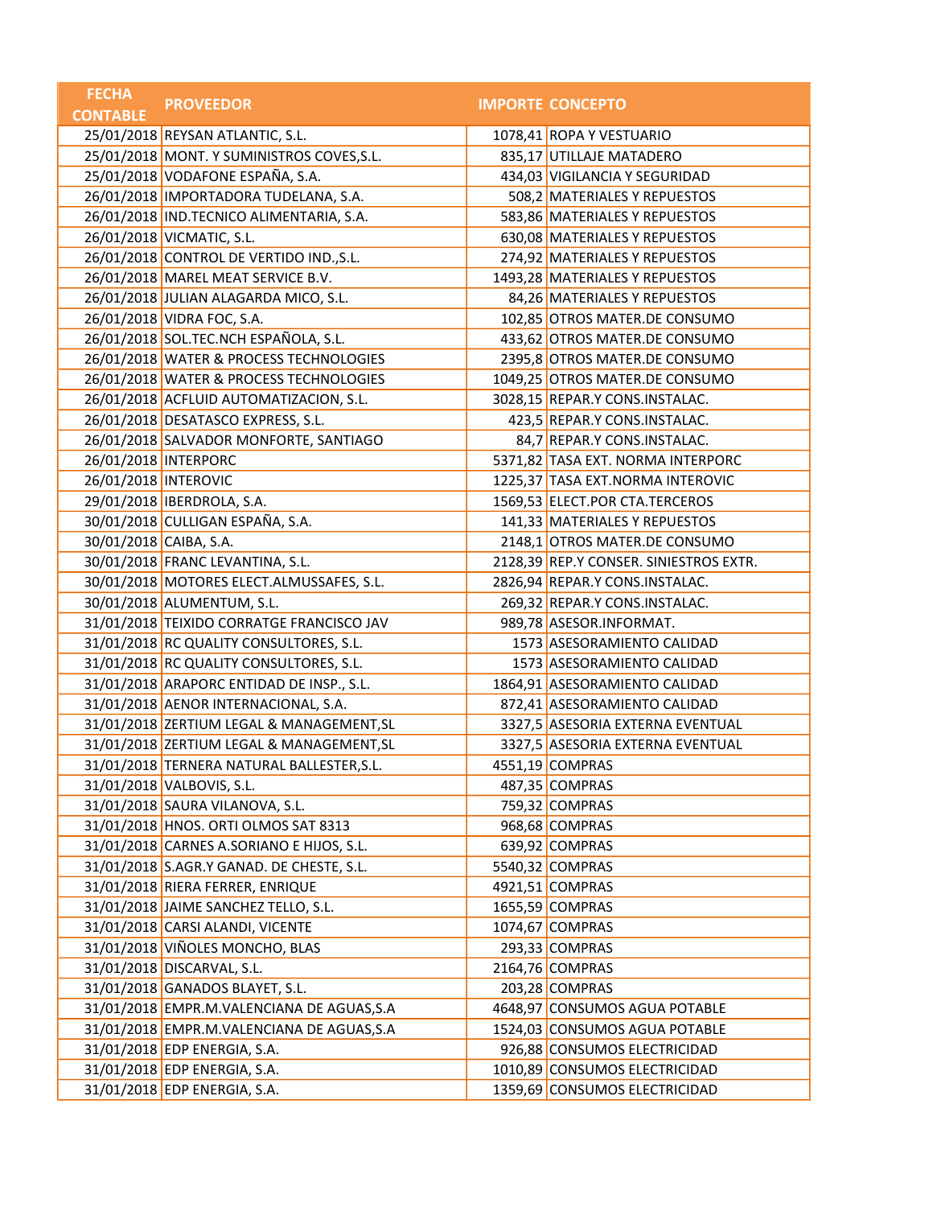| FECHA CONTABLE | PROVEEDOR | IMPORTE | CONCEPTO |
|---|---|---|---|
| 25/01/2018 | REYSAN ATLANTIC, S.L. | 1078,41 | ROPA Y VESTUARIO |
| 25/01/2018 | MONT. Y SUMINISTROS COVES,S.L. | 835,17 | UTILLAJE MATADERO |
| 25/01/2018 | VODAFONE ESPAÑA, S.A. | 434,03 | VIGILANCIA Y SEGURIDAD |
| 26/01/2018 | IMPORTADORA TUDELANA, S.A. | 508,2 | MATERIALES Y REPUESTOS |
| 26/01/2018 | IND.TECNICO ALIMENTARIA, S.A. | 583,86 | MATERIALES Y REPUESTOS |
| 26/01/2018 | VICMATIC, S.L. | 630,08 | MATERIALES Y REPUESTOS |
| 26/01/2018 | CONTROL DE VERTIDO IND.,S.L. | 274,92 | MATERIALES Y REPUESTOS |
| 26/01/2018 | MAREL MEAT SERVICE B.V. | 1493,28 | MATERIALES Y REPUESTOS |
| 26/01/2018 | JULIAN ALAGARDA MICO, S.L. | 84,26 | MATERIALES Y REPUESTOS |
| 26/01/2018 | VIDRA FOC, S.A. | 102,85 | OTROS MATER.DE CONSUMO |
| 26/01/2018 | SOL.TEC.NCH ESPAÑOLA, S.L. | 433,62 | OTROS MATER.DE CONSUMO |
| 26/01/2018 | WATER & PROCESS TECHNOLOGIES | 2395,8 | OTROS MATER.DE CONSUMO |
| 26/01/2018 | WATER & PROCESS TECHNOLOGIES | 1049,25 | OTROS MATER.DE CONSUMO |
| 26/01/2018 | ACFLUID AUTOMATIZACION, S.L. | 3028,15 | REPAR.Y CONS.INSTALAC. |
| 26/01/2018 | DESATASCO EXPRESS, S.L. | 423,5 | REPAR.Y CONS.INSTALAC. |
| 26/01/2018 | SALVADOR MONFORTE, SANTIAGO | 84,7 | REPAR.Y CONS.INSTALAC. |
| 26/01/2018 | INTERPORC | 5371,82 | TASA EXT. NORMA INTERPORC |
| 26/01/2018 | INTEROVIC | 1225,37 | TASA EXT.NORMA INTEROVIC |
| 29/01/2018 | IBERDROLA, S.A. | 1569,53 | ELECT.POR CTA.TERCEROS |
| 30/01/2018 | CULLIGAN ESPAÑA, S.A. | 141,33 | MATERIALES Y REPUESTOS |
| 30/01/2018 | CAIBA, S.A. | 2148,1 | OTROS MATER.DE CONSUMO |
| 30/01/2018 | FRANC LEVANTINA, S.L. | 2128,39 | REP.Y CONSER. SINIESTROS EXTR. |
| 30/01/2018 | MOTORES ELECT.ALMUSSAFES, S.L. | 2826,94 | REPAR.Y CONS.INSTALAC. |
| 30/01/2018 | ALUMENTUM, S.L. | 269,32 | REPAR.Y CONS.INSTALAC. |
| 31/01/2018 | TEIXIDO CORRATGE FRANCISCO JAV | 989,78 | ASESOR.INFORMAT. |
| 31/01/2018 | RC QUALITY CONSULTORES, S.L. | 1573 | ASESORAMIENTO CALIDAD |
| 31/01/2018 | RC QUALITY CONSULTORES, S.L. | 1573 | ASESORAMIENTO CALIDAD |
| 31/01/2018 | ARAPORC ENTIDAD DE INSP., S.L. | 1864,91 | ASESORAMIENTO CALIDAD |
| 31/01/2018 | AENOR INTERNACIONAL, S.A. | 872,41 | ASESORAMIENTO CALIDAD |
| 31/01/2018 | ZERTIUM LEGAL & MANAGEMENT,SL | 3327,5 | ASESORIA EXTERNA EVENTUAL |
| 31/01/2018 | ZERTIUM LEGAL & MANAGEMENT,SL | 3327,5 | ASESORIA EXTERNA EVENTUAL |
| 31/01/2018 | TERNERA NATURAL BALLESTER,S.L. | 4551,19 | COMPRAS |
| 31/01/2018 | VALBOVIS, S.L. | 487,35 | COMPRAS |
| 31/01/2018 | SAURA VILANOVA, S.L. | 759,32 | COMPRAS |
| 31/01/2018 | HNOS. ORTI OLMOS SAT 8313 | 968,68 | COMPRAS |
| 31/01/2018 | CARNES A.SORIANO E HIJOS, S.L. | 639,92 | COMPRAS |
| 31/01/2018 | S.AGR.Y GANAD. DE CHESTE, S.L. | 5540,32 | COMPRAS |
| 31/01/2018 | RIERA FERRER, ENRIQUE | 4921,51 | COMPRAS |
| 31/01/2018 | JAIME SANCHEZ TELLO, S.L. | 1655,59 | COMPRAS |
| 31/01/2018 | CARSI ALANDI, VICENTE | 1074,67 | COMPRAS |
| 31/01/2018 | VIÑOLES MONCHO, BLAS | 293,33 | COMPRAS |
| 31/01/2018 | DISCARVAL, S.L. | 2164,76 | COMPRAS |
| 31/01/2018 | GANADOS BLAYET, S.L. | 203,28 | COMPRAS |
| 31/01/2018 | EMPR.M.VALENCIANA DE AGUAS,S.A | 4648,97 | CONSUMOS AGUA POTABLE |
| 31/01/2018 | EMPR.M.VALENCIANA DE AGUAS,S.A | 1524,03 | CONSUMOS AGUA POTABLE |
| 31/01/2018 | EDP ENERGIA, S.A. | 926,88 | CONSUMOS ELECTRICIDAD |
| 31/01/2018 | EDP ENERGIA, S.A. | 1010,89 | CONSUMOS ELECTRICIDAD |
| 31/01/2018 | EDP ENERGIA, S.A. | 1359,69 | CONSUMOS ELECTRICIDAD |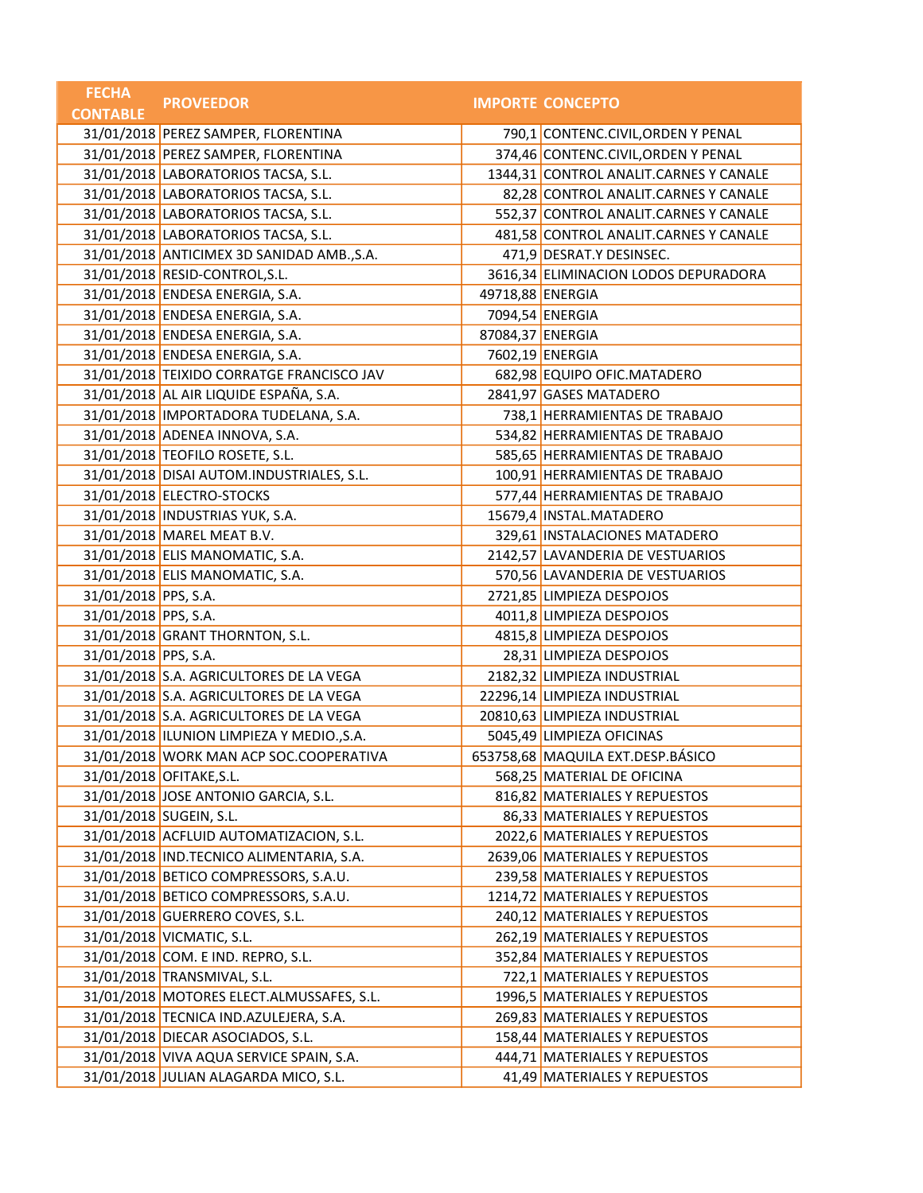| FECHA CONTABLE | PROVEEDOR | IMPORTE | CONCEPTO |
|---|---|---|---|
| 31/01/2018 | PEREZ SAMPER, FLORENTINA | 790,1 | CONTENC.CIVIL,ORDEN Y PENAL |
| 31/01/2018 | PEREZ SAMPER, FLORENTINA | 374,46 | CONTENC.CIVIL,ORDEN Y PENAL |
| 31/01/2018 | LABORATORIOS TACSA, S.L. | 1344,31 | CONTROL ANALIT.CARNES Y CANALE |
| 31/01/2018 | LABORATORIOS TACSA, S.L. | 82,28 | CONTROL ANALIT.CARNES Y CANALE |
| 31/01/2018 | LABORATORIOS TACSA, S.L. | 552,37 | CONTROL ANALIT.CARNES Y CANALE |
| 31/01/2018 | LABORATORIOS TACSA, S.L. | 481,58 | CONTROL ANALIT.CARNES Y CANALE |
| 31/01/2018 | ANTICIMEX 3D SANIDAD AMB.,S.A. | 471,9 | DESRAT.Y DESINSEC. |
| 31/01/2018 | RESID-CONTROL,S.L. | 3616,34 | ELIMINACION LODOS DEPURADORA |
| 31/01/2018 | ENDESA ENERGIA, S.A. | 49718,88 | ENERGIA |
| 31/01/2018 | ENDESA ENERGIA, S.A. | 7094,54 | ENERGIA |
| 31/01/2018 | ENDESA ENERGIA, S.A. | 87084,37 | ENERGIA |
| 31/01/2018 | ENDESA ENERGIA, S.A. | 7602,19 | ENERGIA |
| 31/01/2018 | TEIXIDO CORRATGE FRANCISCO JAV | 682,98 | EQUIPO OFIC.MATADERO |
| 31/01/2018 | AL AIR LIQUIDE ESPAÑA, S.A. | 2841,97 | GASES MATADERO |
| 31/01/2018 | IMPORTADORA TUDELANA, S.A. | 738,1 | HERRAMIENTAS DE TRABAJO |
| 31/01/2018 | ADENEA INNOVA, S.A. | 534,82 | HERRAMIENTAS DE TRABAJO |
| 31/01/2018 | TEOFILO ROSETE, S.L. | 585,65 | HERRAMIENTAS DE TRABAJO |
| 31/01/2018 | DISAI AUTOM.INDUSTRIALES, S.L. | 100,91 | HERRAMIENTAS DE TRABAJO |
| 31/01/2018 | ELECTRO-STOCKS | 577,44 | HERRAMIENTAS DE TRABAJO |
| 31/01/2018 | INDUSTRIAS YUK, S.A. | 15679,4 | INSTAL.MATADERO |
| 31/01/2018 | MAREL MEAT B.V. | 329,61 | INSTALACIONES MATADERO |
| 31/01/2018 | ELIS MANOMATIC, S.A. | 2142,57 | LAVANDERIA DE VESTUARIOS |
| 31/01/2018 | ELIS MANOMATIC, S.A. | 570,56 | LAVANDERIA DE VESTUARIOS |
| 31/01/2018 | PPS, S.A. | 2721,85 | LIMPIEZA DESPOJOS |
| 31/01/2018 | PPS, S.A. | 4011,8 | LIMPIEZA DESPOJOS |
| 31/01/2018 | GRANT THORNTON, S.L. | 4815,8 | LIMPIEZA DESPOJOS |
| 31/01/2018 | PPS, S.A. | 28,31 | LIMPIEZA DESPOJOS |
| 31/01/2018 | S.A. AGRICULTORES DE LA VEGA | 2182,32 | LIMPIEZA INDUSTRIAL |
| 31/01/2018 | S.A. AGRICULTORES DE LA VEGA | 22296,14 | LIMPIEZA INDUSTRIAL |
| 31/01/2018 | S.A. AGRICULTORES DE LA VEGA | 20810,63 | LIMPIEZA INDUSTRIAL |
| 31/01/2018 | ILUNION LIMPIEZA Y MEDIO.,S.A. | 5045,49 | LIMPIEZA OFICINAS |
| 31/01/2018 | WORK MAN ACP SOC.COOPERATIVA | 653758,68 | MAQUILA EXT.DESP.BÁSICO |
| 31/01/2018 | OFITAKE,S.L. | 568,25 | MATERIAL DE OFICINA |
| 31/01/2018 | JOSE ANTONIO GARCIA, S.L. | 816,82 | MATERIALES Y REPUESTOS |
| 31/01/2018 | SUGEIN, S.L. | 86,33 | MATERIALES Y REPUESTOS |
| 31/01/2018 | ACFLUID AUTOMATIZACION, S.L. | 2022,6 | MATERIALES Y REPUESTOS |
| 31/01/2018 | IND.TECNICO ALIMENTARIA, S.A. | 2639,06 | MATERIALES Y REPUESTOS |
| 31/01/2018 | BETICO COMPRESSORS, S.A.U. | 239,58 | MATERIALES Y REPUESTOS |
| 31/01/2018 | BETICO COMPRESSORS, S.A.U. | 1214,72 | MATERIALES Y REPUESTOS |
| 31/01/2018 | GUERRERO COVES, S.L. | 240,12 | MATERIALES Y REPUESTOS |
| 31/01/2018 | VICMATIC, S.L. | 262,19 | MATERIALES Y REPUESTOS |
| 31/01/2018 | COM. E IND. REPRO, S.L. | 352,84 | MATERIALES Y REPUESTOS |
| 31/01/2018 | TRANSMIVAL, S.L. | 722,1 | MATERIALES Y REPUESTOS |
| 31/01/2018 | MOTORES ELECT.ALMUSSAFES, S.L. | 1996,5 | MATERIALES Y REPUESTOS |
| 31/01/2018 | TECNICA IND.AZULEJERA, S.A. | 269,83 | MATERIALES Y REPUESTOS |
| 31/01/2018 | DIECAR ASOCIADOS, S.L. | 158,44 | MATERIALES Y REPUESTOS |
| 31/01/2018 | VIVA AQUA SERVICE SPAIN, S.A. | 444,71 | MATERIALES Y REPUESTOS |
| 31/01/2018 | JULIAN ALAGARDA MICO, S.L. | 41,49 | MATERIALES Y REPUESTOS |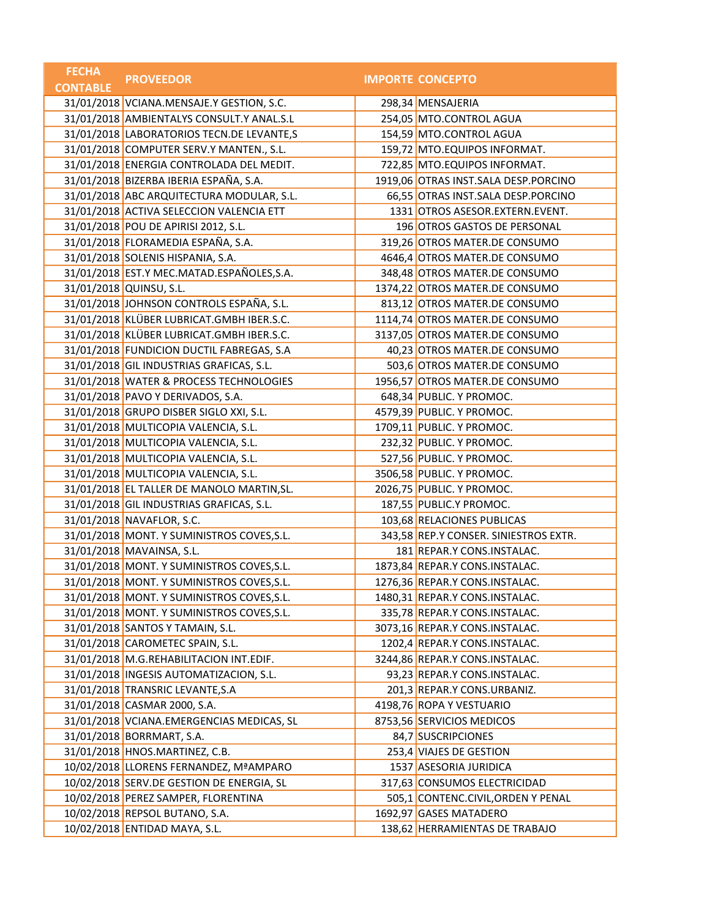| FECHA CONTABLE | PROVEEDOR | IMPORTE | CONCEPTO |
|---|---|---|---|
| 31/01/2018 | VCIANA.MENSAJE.Y GESTION, S.C. | 298,34 | MENSAJERIA |
| 31/01/2018 | AMBIENTALYS CONSULT.Y ANAL.S.L | 254,05 | MTO.CONTROL AGUA |
| 31/01/2018 | LABORATORIOS TECN.DE LEVANTE,S | 154,59 | MTO.CONTROL AGUA |
| 31/01/2018 | COMPUTER SERV.Y MANTEN., S.L. | 159,72 | MTO.EQUIPOS INFORMAT. |
| 31/01/2018 | ENERGIA CONTROLADA DEL MEDIT. | 722,85 | MTO.EQUIPOS INFORMAT. |
| 31/01/2018 | BIZERBA IBERIA ESPAÑA, S.A. | 1919,06 | OTRAS INST.SALA DESP.PORCINO |
| 31/01/2018 | ABC ARQUITECTURA MODULAR, S.L. | 66,55 | OTRAS INST.SALA DESP.PORCINO |
| 31/01/2018 | ACTIVA SELECCION VALENCIA ETT | 1331 | OTROS ASESOR.EXTERN.EVENT. |
| 31/01/2018 | POU DE APIRISI 2012, S.L. | 196 | OTROS GASTOS DE PERSONAL |
| 31/01/2018 | FLORAMEDIA ESPAÑA, S.A. | 319,26 | OTROS MATER.DE CONSUMO |
| 31/01/2018 | SOLENIS HISPANIA, S.A. | 4646,4 | OTROS MATER.DE CONSUMO |
| 31/01/2018 | EST.Y MEC.MATAD.ESPAÑOLES,S.A. | 348,48 | OTROS MATER.DE CONSUMO |
| 31/01/2018 | QUINSU, S.L. | 1374,22 | OTROS MATER.DE CONSUMO |
| 31/01/2018 | JOHNSON CONTROLS ESPAÑA, S.L. | 813,12 | OTROS MATER.DE CONSUMO |
| 31/01/2018 | KLÜBER LUBRICAT.GMBH IBER.S.C. | 1114,74 | OTROS MATER.DE CONSUMO |
| 31/01/2018 | KLÜBER LUBRICAT.GMBH IBER.S.C. | 3137,05 | OTROS MATER.DE CONSUMO |
| 31/01/2018 | FUNDICION DUCTIL FABREGAS, S.A | 40,23 | OTROS MATER.DE CONSUMO |
| 31/01/2018 | GIL INDUSTRIAS GRAFICAS, S.L. | 503,6 | OTROS MATER.DE CONSUMO |
| 31/01/2018 | WATER & PROCESS TECHNOLOGIES | 1956,57 | OTROS MATER.DE CONSUMO |
| 31/01/2018 | PAVO Y DERIVADOS, S.A. | 648,34 | PUBLIC. Y PROMOC. |
| 31/01/2018 | GRUPO DISBER SIGLO XXI, S.L. | 4579,39 | PUBLIC. Y PROMOC. |
| 31/01/2018 | MULTICOPIA VALENCIA, S.L. | 1709,11 | PUBLIC. Y PROMOC. |
| 31/01/2018 | MULTICOPIA VALENCIA, S.L. | 232,32 | PUBLIC. Y PROMOC. |
| 31/01/2018 | MULTICOPIA VALENCIA, S.L. | 527,56 | PUBLIC. Y PROMOC. |
| 31/01/2018 | MULTICOPIA VALENCIA, S.L. | 3506,58 | PUBLIC. Y PROMOC. |
| 31/01/2018 | EL TALLER DE MANOLO MARTIN,SL. | 2026,75 | PUBLIC. Y PROMOC. |
| 31/01/2018 | GIL INDUSTRIAS GRAFICAS, S.L. | 187,55 | PUBLIC.Y PROMOC. |
| 31/01/2018 | NAVAFLOR, S.C. | 103,68 | RELACIONES PUBLICAS |
| 31/01/2018 | MONT. Y SUMINISTROS COVES,S.L. | 343,58 | REP.Y CONSER. SINIESTROS EXTR. |
| 31/01/2018 | MAVAINSA, S.L. | 181 | REPAR.Y CONS.INSTALAC. |
| 31/01/2018 | MONT. Y SUMINISTROS COVES,S.L. | 1873,84 | REPAR.Y CONS.INSTALAC. |
| 31/01/2018 | MONT. Y SUMINISTROS COVES,S.L. | 1276,36 | REPAR.Y CONS.INSTALAC. |
| 31/01/2018 | MONT. Y SUMINISTROS COVES,S.L. | 1480,31 | REPAR.Y CONS.INSTALAC. |
| 31/01/2018 | MONT. Y SUMINISTROS COVES,S.L. | 335,78 | REPAR.Y CONS.INSTALAC. |
| 31/01/2018 | SANTOS Y TAMAIN, S.L. | 3073,16 | REPAR.Y CONS.INSTALAC. |
| 31/01/2018 | CAROMETEC SPAIN, S.L. | 1202,4 | REPAR.Y CONS.INSTALAC. |
| 31/01/2018 | M.G.REHABILITACION INT.EDIF. | 3244,86 | REPAR.Y CONS.INSTALAC. |
| 31/01/2018 | INGESIS AUTOMATIZACION, S.L. | 93,23 | REPAR.Y CONS.INSTALAC. |
| 31/01/2018 | TRANSRIC LEVANTE,S.A | 201,3 | REPAR.Y CONS.URBANIZ. |
| 31/01/2018 | CASMAR 2000, S.A. | 4198,76 | ROPA Y VESTUARIO |
| 31/01/2018 | VCIANA.EMERGENCIAS MEDICAS, SL | 8753,56 | SERVICIOS MEDICOS |
| 31/01/2018 | BORRMART, S.A. | 84,7 | SUSCRIPCIONES |
| 31/01/2018 | HNOS.MARTINEZ, C.B. | 253,4 | VIAJES DE GESTION |
| 10/02/2018 | LLORENS FERNANDEZ, MªAMPARO | 1537 | ASESORIA JURIDICA |
| 10/02/2018 | SERV.DE GESTION DE ENERGIA, SL | 317,63 | CONSUMOS ELECTRICIDAD |
| 10/02/2018 | PEREZ SAMPER, FLORENTINA | 505,1 | CONTENC.CIVIL,ORDEN Y PENAL |
| 10/02/2018 | REPSOL BUTANO, S.A. | 1692,97 | GASES MATADERO |
| 10/02/2018 | ENTIDAD MAYA, S.L. | 138,62 | HERRAMIENTAS DE TRABAJO |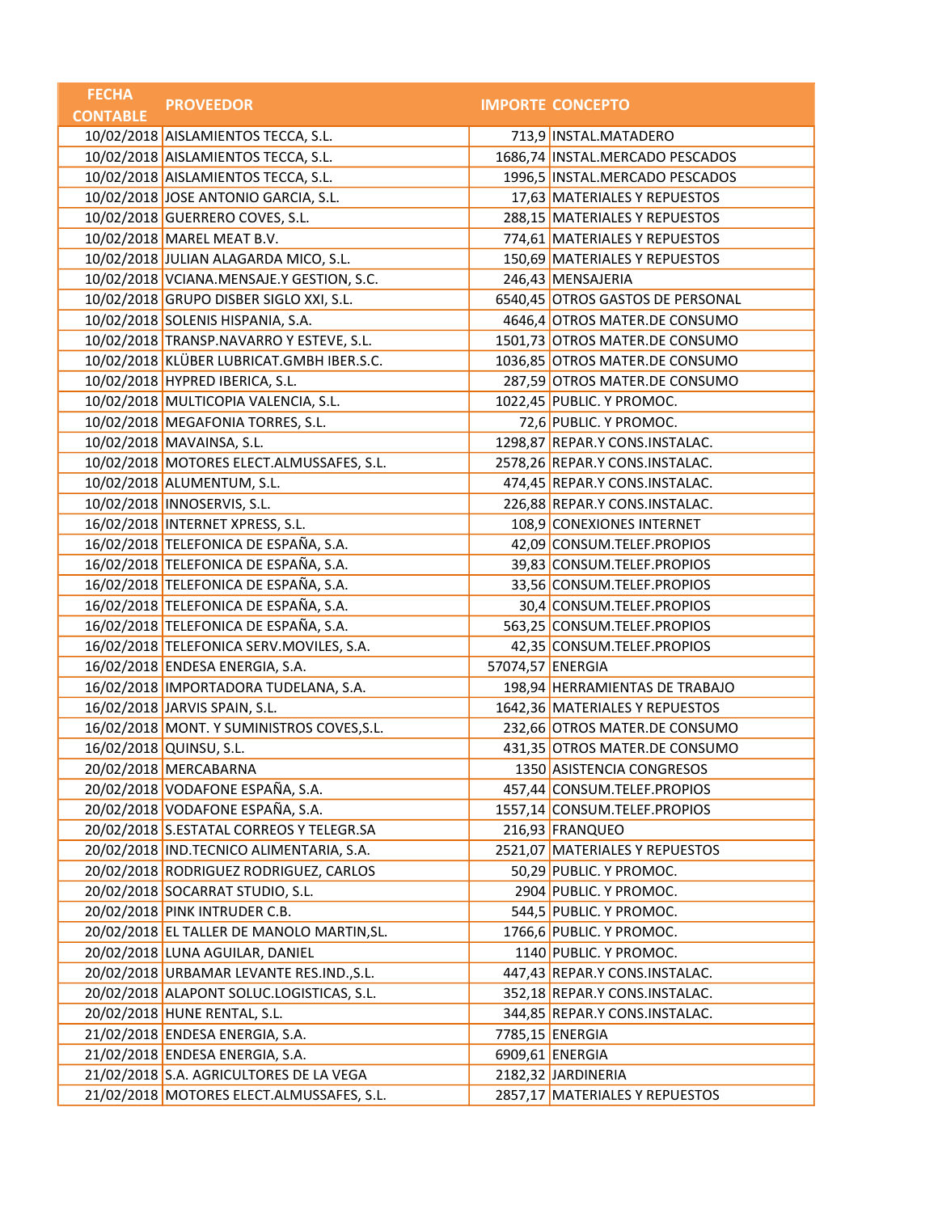| FECHA CONTABLE | PROVEEDOR | IMPORTE | CONCEPTO |
|---|---|---|---|
| 10/02/2018 | AISLAMIENTOS TECCA, S.L. | 713,9 | INSTAL.MATADERO |
| 10/02/2018 | AISLAMIENTOS TECCA, S.L. | 1686,74 | INSTAL.MERCADO PESCADOS |
| 10/02/2018 | AISLAMIENTOS TECCA, S.L. | 1996,5 | INSTAL.MERCADO PESCADOS |
| 10/02/2018 | JOSE ANTONIO GARCIA, S.L. | 17,63 | MATERIALES Y REPUESTOS |
| 10/02/2018 | GUERRERO COVES, S.L. | 288,15 | MATERIALES Y REPUESTOS |
| 10/02/2018 | MAREL MEAT B.V. | 774,61 | MATERIALES Y REPUESTOS |
| 10/02/2018 | JULIAN ALAGARDA MICO, S.L. | 150,69 | MATERIALES Y REPUESTOS |
| 10/02/2018 | VCIANA.MENSAJE.Y GESTION, S.C. | 246,43 | MENSAJERIA |
| 10/02/2018 | GRUPO DISBER SIGLO XXI, S.L. | 6540,45 | OTROS GASTOS DE PERSONAL |
| 10/02/2018 | SOLENIS HISPANIA, S.A. | 4646,4 | OTROS MATER.DE CONSUMO |
| 10/02/2018 | TRANSP.NAVARRO Y ESTEVE, S.L. | 1501,73 | OTROS MATER.DE CONSUMO |
| 10/02/2018 | KLÜBER LUBRICAT.GMBH IBER.S.C. | 1036,85 | OTROS MATER.DE CONSUMO |
| 10/02/2018 | HYPRED IBERICA, S.L. | 287,59 | OTROS MATER.DE CONSUMO |
| 10/02/2018 | MULTICOPIA VALENCIA, S.L. | 1022,45 | PUBLIC. Y PROMOC. |
| 10/02/2018 | MEGAFONIA TORRES, S.L. | 72,6 | PUBLIC. Y PROMOC. |
| 10/02/2018 | MAVAINSA, S.L. | 1298,87 | REPAR.Y CONS.INSTALAC. |
| 10/02/2018 | MOTORES ELECT.ALMUSSAFES, S.L. | 2578,26 | REPAR.Y CONS.INSTALAC. |
| 10/02/2018 | ALUMENTUM, S.L. | 474,45 | REPAR.Y CONS.INSTALAC. |
| 10/02/2018 | INNOSERVIS, S.L. | 226,88 | REPAR.Y CONS.INSTALAC. |
| 16/02/2018 | INTERNET XPRESS, S.L. | 108,9 | CONEXIONES INTERNET |
| 16/02/2018 | TELEFONICA DE ESPAÑA, S.A. | 42,09 | CONSUM.TELEF.PROPIOS |
| 16/02/2018 | TELEFONICA DE ESPAÑA, S.A. | 39,83 | CONSUM.TELEF.PROPIOS |
| 16/02/2018 | TELEFONICA DE ESPAÑA, S.A. | 33,56 | CONSUM.TELEF.PROPIOS |
| 16/02/2018 | TELEFONICA DE ESPAÑA, S.A. | 30,4 | CONSUM.TELEF.PROPIOS |
| 16/02/2018 | TELEFONICA DE ESPAÑA, S.A. | 563,25 | CONSUM.TELEF.PROPIOS |
| 16/02/2018 | TELEFONICA SERV.MOVILES, S.A. | 42,35 | CONSUM.TELEF.PROPIOS |
| 16/02/2018 | ENDESA ENERGIA, S.A. | 57074,57 | ENERGIA |
| 16/02/2018 | IMPORTADORA TUDELANA, S.A. | 198,94 | HERRAMIENTAS DE TRABAJO |
| 16/02/2018 | JARVIS SPAIN, S.L. | 1642,36 | MATERIALES Y REPUESTOS |
| 16/02/2018 | MONT. Y SUMINISTROS COVES,S.L. | 232,66 | OTROS MATER.DE CONSUMO |
| 16/02/2018 | QUINSU, S.L. | 431,35 | OTROS MATER.DE CONSUMO |
| 20/02/2018 | MERCABARNA | 1350 | ASISTENCIA CONGRESOS |
| 20/02/2018 | VODAFONE ESPAÑA, S.A. | 457,44 | CONSUM.TELEF.PROPIOS |
| 20/02/2018 | VODAFONE ESPAÑA, S.A. | 1557,14 | CONSUM.TELEF.PROPIOS |
| 20/02/2018 | S.ESTATAL CORREOS Y TELEGR.SA | 216,93 | FRANQUEO |
| 20/02/2018 | IND.TECNICO ALIMENTARIA, S.A. | 2521,07 | MATERIALES Y REPUESTOS |
| 20/02/2018 | RODRIGUEZ RODRIGUEZ, CARLOS | 50,29 | PUBLIC. Y PROMOC. |
| 20/02/2018 | SOCARRAT STUDIO, S.L. | 2904 | PUBLIC. Y PROMOC. |
| 20/02/2018 | PINK INTRUDER C.B. | 544,5 | PUBLIC. Y PROMOC. |
| 20/02/2018 | EL TALLER DE MANOLO MARTIN,SL. | 1766,6 | PUBLIC. Y PROMOC. |
| 20/02/2018 | LUNA AGUILAR, DANIEL | 1140 | PUBLIC. Y PROMOC. |
| 20/02/2018 | URBAMAR LEVANTE RES.IND.,S.L. | 447,43 | REPAR.Y CONS.INSTALAC. |
| 20/02/2018 | ALAPONT SOLUC.LOGISTICAS, S.L. | 352,18 | REPAR.Y CONS.INSTALAC. |
| 20/02/2018 | HUNE RENTAL, S.L. | 344,85 | REPAR.Y CONS.INSTALAC. |
| 21/02/2018 | ENDESA ENERGIA, S.A. | 7785,15 | ENERGIA |
| 21/02/2018 | ENDESA ENERGIA, S.A. | 6909,61 | ENERGIA |
| 21/02/2018 | S.A. AGRICULTORES DE LA VEGA | 2182,32 | JARDINERIA |
| 21/02/2018 | MOTORES ELECT.ALMUSSAFES, S.L. | 2857,17 | MATERIALES Y REPUESTOS |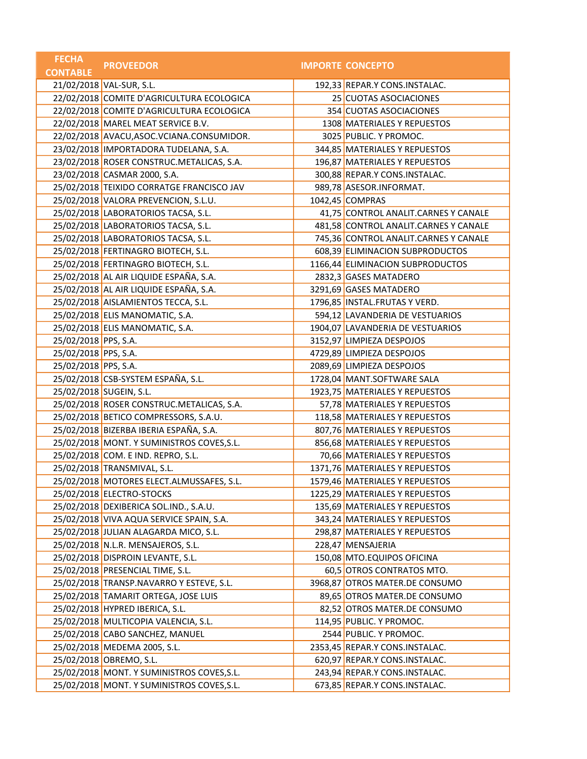| FECHA CONTABLE | PROVEEDOR | IMPORTE | CONCEPTO |
|---|---|---|---|
| 21/02/2018 | VAL-SUR, S.L. | 192,33 | REPAR.Y CONS.INSTALAC. |
| 22/02/2018 | COMITE D'AGRICULTURA ECOLOGICA | 25 | CUOTAS ASOCIACIONES |
| 22/02/2018 | COMITE D'AGRICULTURA ECOLOGICA | 354 | CUOTAS ASOCIACIONES |
| 22/02/2018 | MAREL MEAT SERVICE B.V. | 1308 | MATERIALES Y REPUESTOS |
| 22/02/2018 | AVACU,ASOC.VCIANA.CONSUMIDOR. | 3025 | PUBLIC. Y PROMOC. |
| 23/02/2018 | IMPORTADORA TUDELANA, S.A. | 344,85 | MATERIALES Y REPUESTOS |
| 23/02/2018 | ROSER CONSTRUC.METALICAS, S.A. | 196,87 | MATERIALES Y REPUESTOS |
| 23/02/2018 | CASMAR 2000, S.A. | 300,88 | REPAR.Y CONS.INSTALAC. |
| 25/02/2018 | TEIXIDO CORRATGE FRANCISCO JAV | 989,78 | ASESOR.INFORMAT. |
| 25/02/2018 | VALORA PREVENCION, S.L.U. | 1042,45 | COMPRAS |
| 25/02/2018 | LABORATORIOS TACSA, S.L. | 41,75 | CONTROL ANALIT.CARNES Y CANALE |
| 25/02/2018 | LABORATORIOS TACSA, S.L. | 481,58 | CONTROL ANALIT.CARNES Y CANALE |
| 25/02/2018 | LABORATORIOS TACSA, S.L. | 745,36 | CONTROL ANALIT.CARNES Y CANALE |
| 25/02/2018 | FERTINAGRO BIOTECH, S.L. | 608,39 | ELIMINACION SUBPRODUCTOS |
| 25/02/2018 | FERTINAGRO BIOTECH, S.L. | 1166,44 | ELIMINACION SUBPRODUCTOS |
| 25/02/2018 | AL AIR LIQUIDE ESPAÑA, S.A. | 2832,3 | GASES MATADERO |
| 25/02/2018 | AL AIR LIQUIDE ESPAÑA, S.A. | 3291,69 | GASES MATADERO |
| 25/02/2018 | AISLAMIENTOS TECCA, S.L. | 1796,85 | INSTAL.FRUTAS Y VERD. |
| 25/02/2018 | ELIS MANOMATIC, S.A. | 594,12 | LAVANDERIA DE VESTUARIOS |
| 25/02/2018 | ELIS MANOMATIC, S.A. | 1904,07 | LAVANDERIA DE VESTUARIOS |
| 25/02/2018 | PPS, S.A. | 3152,97 | LIMPIEZA DESPOJOS |
| 25/02/2018 | PPS, S.A. | 4729,89 | LIMPIEZA DESPOJOS |
| 25/02/2018 | PPS, S.A. | 2089,69 | LIMPIEZA DESPOJOS |
| 25/02/2018 | CSB-SYSTEM ESPAÑA, S.L. | 1728,04 | MANT.SOFTWARE SALA |
| 25/02/2018 | SUGEIN, S.L. | 1923,75 | MATERIALES Y REPUESTOS |
| 25/02/2018 | ROSER CONSTRUC.METALICAS, S.A. | 57,78 | MATERIALES Y REPUESTOS |
| 25/02/2018 | BETICO COMPRESSORS, S.A.U. | 118,58 | MATERIALES Y REPUESTOS |
| 25/02/2018 | BIZERBA IBERIA ESPAÑA, S.A. | 807,76 | MATERIALES Y REPUESTOS |
| 25/02/2018 | MONT. Y SUMINISTROS COVES,S.L. | 856,68 | MATERIALES Y REPUESTOS |
| 25/02/2018 | COM. E IND. REPRO, S.L. | 70,66 | MATERIALES Y REPUESTOS |
| 25/02/2018 | TRANSMIVAL, S.L. | 1371,76 | MATERIALES Y REPUESTOS |
| 25/02/2018 | MOTORES ELECT.ALMUSSAFES, S.L. | 1579,46 | MATERIALES Y REPUESTOS |
| 25/02/2018 | ELECTRO-STOCKS | 1225,29 | MATERIALES Y REPUESTOS |
| 25/02/2018 | DEXIBERICA SOL.IND., S.A.U. | 135,69 | MATERIALES Y REPUESTOS |
| 25/02/2018 | VIVA AQUA SERVICE SPAIN, S.A. | 343,24 | MATERIALES Y REPUESTOS |
| 25/02/2018 | JULIAN ALAGARDA MICO, S.L. | 298,87 | MATERIALES Y REPUESTOS |
| 25/02/2018 | N.L.R. MENSAJEROS, S.L. | 228,47 | MENSAJERIA |
| 25/02/2018 | DISPROIN LEVANTE, S.L. | 150,08 | MTO.EQUIPOS OFICINA |
| 25/02/2018 | PRESENCIAL TIME, S.L. | 60,5 | OTROS CONTRATOS MTO. |
| 25/02/2018 | TRANSP.NAVARRO Y ESTEVE, S.L. | 3968,87 | OTROS MATER.DE CONSUMO |
| 25/02/2018 | TAMARIT ORTEGA, JOSE LUIS | 89,65 | OTROS MATER.DE CONSUMO |
| 25/02/2018 | HYPRED IBERICA, S.L. | 82,52 | OTROS MATER.DE CONSUMO |
| 25/02/2018 | MULTICOPIA VALENCIA, S.L. | 114,95 | PUBLIC. Y PROMOC. |
| 25/02/2018 | CABO SANCHEZ, MANUEL | 2544 | PUBLIC. Y PROMOC. |
| 25/02/2018 | MEDEMA 2005, S.L. | 2353,45 | REPAR.Y CONS.INSTALAC. |
| 25/02/2018 | OBREMO, S.L. | 620,97 | REPAR.Y CONS.INSTALAC. |
| 25/02/2018 | MONT. Y SUMINISTROS COVES,S.L. | 243,94 | REPAR.Y CONS.INSTALAC. |
| 25/02/2018 | MONT. Y SUMINISTROS COVES,S.L. | 673,85 | REPAR.Y CONS.INSTALAC. |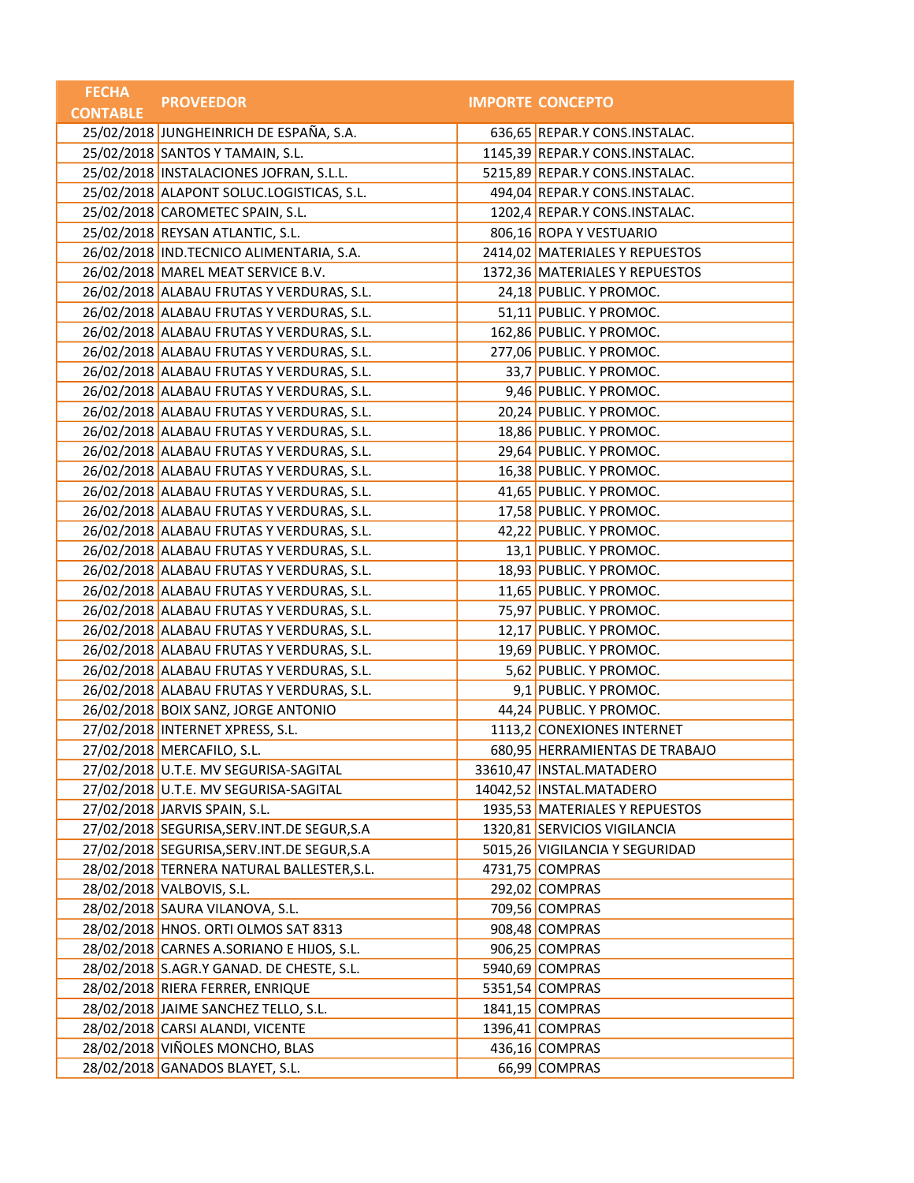| FECHA CONTABLE | PROVEEDOR | IMPORTE | CONCEPTO |
|---|---|---|---|
| 25/02/2018 | JUNGHEINRICH DE ESPAÑA, S.A. | 636,65 | REPAR.Y CONS.INSTALAC. |
| 25/02/2018 | SANTOS Y TAMAIN, S.L. | 1145,39 | REPAR.Y CONS.INSTALAC. |
| 25/02/2018 | INSTALACIONES JOFRAN, S.L.L. | 5215,89 | REPAR.Y CONS.INSTALAC. |
| 25/02/2018 | ALAPONT SOLUC.LOGISTICAS, S.L. | 494,04 | REPAR.Y CONS.INSTALAC. |
| 25/02/2018 | CAROMETEC SPAIN, S.L. | 1202,4 | REPAR.Y CONS.INSTALAC. |
| 25/02/2018 | REYSAN ATLANTIC, S.L. | 806,16 | ROPA Y VESTUARIO |
| 26/02/2018 | IND.TECNICO ALIMENTARIA, S.A. | 2414,02 | MATERIALES Y REPUESTOS |
| 26/02/2018 | MAREL MEAT SERVICE B.V. | 1372,36 | MATERIALES Y REPUESTOS |
| 26/02/2018 | ALABAU FRUTAS Y VERDURAS, S.L. | 24,18 | PUBLIC. Y PROMOC. |
| 26/02/2018 | ALABAU FRUTAS Y VERDURAS, S.L. | 51,11 | PUBLIC. Y PROMOC. |
| 26/02/2018 | ALABAU FRUTAS Y VERDURAS, S.L. | 162,86 | PUBLIC. Y PROMOC. |
| 26/02/2018 | ALABAU FRUTAS Y VERDURAS, S.L. | 277,06 | PUBLIC. Y PROMOC. |
| 26/02/2018 | ALABAU FRUTAS Y VERDURAS, S.L. | 33,7 | PUBLIC. Y PROMOC. |
| 26/02/2018 | ALABAU FRUTAS Y VERDURAS, S.L. | 9,46 | PUBLIC. Y PROMOC. |
| 26/02/2018 | ALABAU FRUTAS Y VERDURAS, S.L. | 20,24 | PUBLIC. Y PROMOC. |
| 26/02/2018 | ALABAU FRUTAS Y VERDURAS, S.L. | 18,86 | PUBLIC. Y PROMOC. |
| 26/02/2018 | ALABAU FRUTAS Y VERDURAS, S.L. | 29,64 | PUBLIC. Y PROMOC. |
| 26/02/2018 | ALABAU FRUTAS Y VERDURAS, S.L. | 16,38 | PUBLIC. Y PROMOC. |
| 26/02/2018 | ALABAU FRUTAS Y VERDURAS, S.L. | 41,65 | PUBLIC. Y PROMOC. |
| 26/02/2018 | ALABAU FRUTAS Y VERDURAS, S.L. | 17,58 | PUBLIC. Y PROMOC. |
| 26/02/2018 | ALABAU FRUTAS Y VERDURAS, S.L. | 42,22 | PUBLIC. Y PROMOC. |
| 26/02/2018 | ALABAU FRUTAS Y VERDURAS, S.L. | 13,1 | PUBLIC. Y PROMOC. |
| 26/02/2018 | ALABAU FRUTAS Y VERDURAS, S.L. | 18,93 | PUBLIC. Y PROMOC. |
| 26/02/2018 | ALABAU FRUTAS Y VERDURAS, S.L. | 11,65 | PUBLIC. Y PROMOC. |
| 26/02/2018 | ALABAU FRUTAS Y VERDURAS, S.L. | 75,97 | PUBLIC. Y PROMOC. |
| 26/02/2018 | ALABAU FRUTAS Y VERDURAS, S.L. | 12,17 | PUBLIC. Y PROMOC. |
| 26/02/2018 | ALABAU FRUTAS Y VERDURAS, S.L. | 19,69 | PUBLIC. Y PROMOC. |
| 26/02/2018 | ALABAU FRUTAS Y VERDURAS, S.L. | 5,62 | PUBLIC. Y PROMOC. |
| 26/02/2018 | ALABAU FRUTAS Y VERDURAS, S.L. | 9,1 | PUBLIC. Y PROMOC. |
| 26/02/2018 | BOIX SANZ, JORGE ANTONIO | 44,24 | PUBLIC. Y PROMOC. |
| 27/02/2018 | INTERNET XPRESS, S.L. | 1113,2 | CONEXIONES INTERNET |
| 27/02/2018 | MERCAFILO, S.L. | 680,95 | HERRAMIENTAS DE TRABAJO |
| 27/02/2018 | U.T.E. MV SEGURISA-SAGITAL | 33610,47 | INSTAL.MATADERO |
| 27/02/2018 | U.T.E. MV SEGURISA-SAGITAL | 14042,52 | INSTAL.MATADERO |
| 27/02/2018 | JARVIS SPAIN, S.L. | 1935,53 | MATERIALES Y REPUESTOS |
| 27/02/2018 | SEGURISA,SERV.INT.DE SEGUR,S.A | 1320,81 | SERVICIOS VIGILANCIA |
| 27/02/2018 | SEGURISA,SERV.INT.DE SEGUR,S.A | 5015,26 | VIGILANCIA Y SEGURIDAD |
| 28/02/2018 | TERNERA NATURAL BALLESTER,S.L. | 4731,75 | COMPRAS |
| 28/02/2018 | VALBOVIS, S.L. | 292,02 | COMPRAS |
| 28/02/2018 | SAURA VILANOVA, S.L. | 709,56 | COMPRAS |
| 28/02/2018 | HNOS. ORTI OLMOS SAT 8313 | 908,48 | COMPRAS |
| 28/02/2018 | CARNES A.SORIANO E HIJOS, S.L. | 906,25 | COMPRAS |
| 28/02/2018 | S.AGR.Y GANAD. DE CHESTE, S.L. | 5940,69 | COMPRAS |
| 28/02/2018 | RIERA FERRER, ENRIQUE | 5351,54 | COMPRAS |
| 28/02/2018 | JAIME SANCHEZ TELLO, S.L. | 1841,15 | COMPRAS |
| 28/02/2018 | CARSI ALANDI, VICENTE | 1396,41 | COMPRAS |
| 28/02/2018 | VIÑOLES MONCHO, BLAS | 436,16 | COMPRAS |
| 28/02/2018 | GANADOS BLAYET, S.L. | 66,99 | COMPRAS |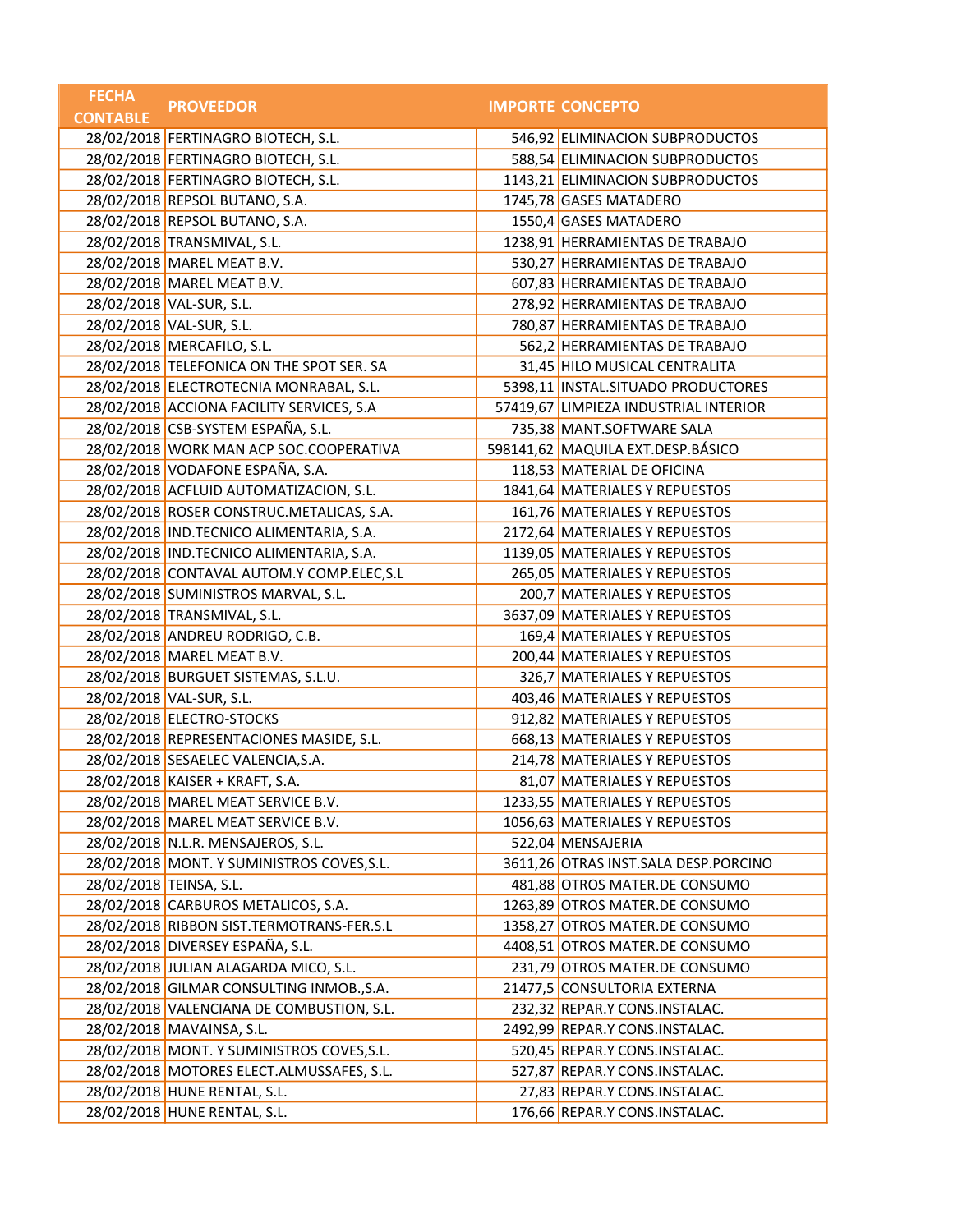| FECHA CONTABLE | PROVEEDOR | IMPORTE | CONCEPTO |
|---|---|---|---|
| 28/02/2018 | FERTINAGRO BIOTECH, S.L. | 546,92 | ELIMINACION SUBPRODUCTOS |
| 28/02/2018 | FERTINAGRO BIOTECH, S.L. | 588,54 | ELIMINACION SUBPRODUCTOS |
| 28/02/2018 | FERTINAGRO BIOTECH, S.L. | 1143,21 | ELIMINACION SUBPRODUCTOS |
| 28/02/2018 | REPSOL BUTANO, S.A. | 1745,78 | GASES MATADERO |
| 28/02/2018 | REPSOL BUTANO, S.A. | 1550,4 | GASES MATADERO |
| 28/02/2018 | TRANSMIVAL, S.L. | 1238,91 | HERRAMIENTAS DE TRABAJO |
| 28/02/2018 | MAREL MEAT B.V. | 530,27 | HERRAMIENTAS DE TRABAJO |
| 28/02/2018 | MAREL MEAT B.V. | 607,83 | HERRAMIENTAS DE TRABAJO |
| 28/02/2018 | VAL-SUR, S.L. | 278,92 | HERRAMIENTAS DE TRABAJO |
| 28/02/2018 | VAL-SUR, S.L. | 780,87 | HERRAMIENTAS DE TRABAJO |
| 28/02/2018 | MERCAFILO, S.L. | 562,2 | HERRAMIENTAS DE TRABAJO |
| 28/02/2018 | TELEFONICA ON THE SPOT SER. SA | 31,45 | HILO MUSICAL CENTRALITA |
| 28/02/2018 | ELECTROTECNIA MONRABAL, S.L. | 5398,11 | INSTAL.SITUADO PRODUCTORES |
| 28/02/2018 | ACCIONA FACILITY SERVICES, S.A | 57419,67 | LIMPIEZA INDUSTRIAL INTERIOR |
| 28/02/2018 | CSB-SYSTEM ESPAÑA, S.L. | 735,38 | MANT.SOFTWARE SALA |
| 28/02/2018 | WORK MAN ACP SOC.COOPERATIVA | 598141,62 | MAQUILA EXT.DESP.BÁSICO |
| 28/02/2018 | VODAFONE ESPAÑA, S.A. | 118,53 | MATERIAL DE OFICINA |
| 28/02/2018 | ACFLUID AUTOMATIZACION, S.L. | 1841,64 | MATERIALES Y REPUESTOS |
| 28/02/2018 | ROSER CONSTRUC.METALICAS, S.A. | 161,76 | MATERIALES Y REPUESTOS |
| 28/02/2018 | IND.TECNICO ALIMENTARIA, S.A. | 2172,64 | MATERIALES Y REPUESTOS |
| 28/02/2018 | IND.TECNICO ALIMENTARIA, S.A. | 1139,05 | MATERIALES Y REPUESTOS |
| 28/02/2018 | CONTAVAL AUTOM.Y COMP.ELEC,S.L | 265,05 | MATERIALES Y REPUESTOS |
| 28/02/2018 | SUMINISTROS MARVAL, S.L. | 200,7 | MATERIALES Y REPUESTOS |
| 28/02/2018 | TRANSMIVAL, S.L. | 3637,09 | MATERIALES Y REPUESTOS |
| 28/02/2018 | ANDREU RODRIGO, C.B. | 169,4 | MATERIALES Y REPUESTOS |
| 28/02/2018 | MAREL MEAT B.V. | 200,44 | MATERIALES Y REPUESTOS |
| 28/02/2018 | BURGUET SISTEMAS, S.L.U. | 326,7 | MATERIALES Y REPUESTOS |
| 28/02/2018 | VAL-SUR, S.L. | 403,46 | MATERIALES Y REPUESTOS |
| 28/02/2018 | ELECTRO-STOCKS | 912,82 | MATERIALES Y REPUESTOS |
| 28/02/2018 | REPRESENTACIONES MASIDE, S.L. | 668,13 | MATERIALES Y REPUESTOS |
| 28/02/2018 | SESAELEC VALENCIA,S.A. | 214,78 | MATERIALES Y REPUESTOS |
| 28/02/2018 | KAISER + KRAFT, S.A. | 81,07 | MATERIALES Y REPUESTOS |
| 28/02/2018 | MAREL MEAT SERVICE B.V. | 1233,55 | MATERIALES Y REPUESTOS |
| 28/02/2018 | MAREL MEAT SERVICE B.V. | 1056,63 | MATERIALES Y REPUESTOS |
| 28/02/2018 | N.L.R. MENSAJEROS, S.L. | 522,04 | MENSAJERIA |
| 28/02/2018 | MONT. Y SUMINISTROS COVES,S.L. | 3611,26 | OTRAS INST.SALA DESP.PORCINO |
| 28/02/2018 | TEINSA, S.L. | 481,88 | OTROS MATER.DE CONSUMO |
| 28/02/2018 | CARBUROS METALICOS, S.A. | 1263,89 | OTROS MATER.DE CONSUMO |
| 28/02/2018 | RIBBON SIST.TERMOTRANS-FER.S.L | 1358,27 | OTROS MATER.DE CONSUMO |
| 28/02/2018 | DIVERSEY ESPAÑA, S.L. | 4408,51 | OTROS MATER.DE CONSUMO |
| 28/02/2018 | JULIAN ALAGARDA MICO, S.L. | 231,79 | OTROS MATER.DE CONSUMO |
| 28/02/2018 | GILMAR CONSULTING INMOB.,S.A. | 21477,5 | CONSULTORIA EXTERNA |
| 28/02/2018 | VALENCIANA DE COMBUSTION, S.L. | 232,32 | REPAR.Y CONS.INSTALAC. |
| 28/02/2018 | MAVAINSA, S.L. | 2492,99 | REPAR.Y CONS.INSTALAC. |
| 28/02/2018 | MONT. Y SUMINISTROS COVES,S.L. | 520,45 | REPAR.Y CONS.INSTALAC. |
| 28/02/2018 | MOTORES ELECT.ALMUSSAFES, S.L. | 527,87 | REPAR.Y CONS.INSTALAC. |
| 28/02/2018 | HUNE RENTAL, S.L. | 27,83 | REPAR.Y CONS.INSTALAC. |
| 28/02/2018 | HUNE RENTAL, S.L. | 176,66 | REPAR.Y CONS.INSTALAC. |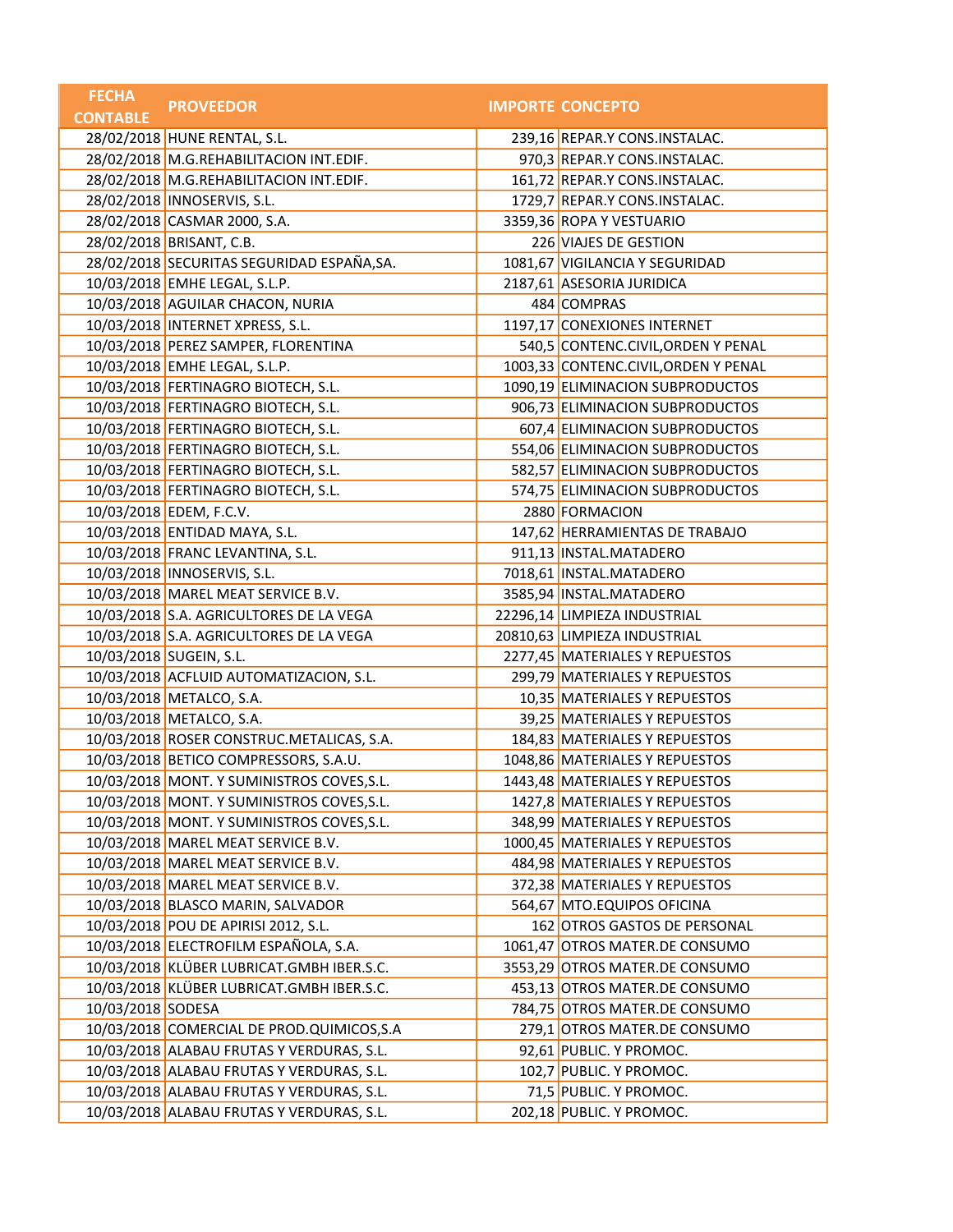| FECHA CONTABLE | PROVEEDOR | IMPORTE | CONCEPTO |
|---|---|---|---|
| 28/02/2018 | HUNE RENTAL, S.L. | 239,16 | REPAR.Y CONS.INSTALAC. |
| 28/02/2018 | M.G.REHABILITACION INT.EDIF. | 970,3 | REPAR.Y CONS.INSTALAC. |
| 28/02/2018 | M.G.REHABILITACION INT.EDIF. | 161,72 | REPAR.Y CONS.INSTALAC. |
| 28/02/2018 | INNOSERVIS, S.L. | 1729,7 | REPAR.Y CONS.INSTALAC. |
| 28/02/2018 | CASMAR 2000, S.A. | 3359,36 | ROPA Y VESTUARIO |
| 28/02/2018 | BRISANT, C.B. | 226 | VIAJES DE GESTION |
| 28/02/2018 | SECURITAS SEGURIDAD ESPAÑA,SA. | 1081,67 | VIGILANCIA Y SEGURIDAD |
| 10/03/2018 | EMHE LEGAL, S.L.P. | 2187,61 | ASESORIA JURIDICA |
| 10/03/2018 | AGUILAR CHACON, NURIA | 484 | COMPRAS |
| 10/03/2018 | INTERNET XPRESS, S.L. | 1197,17 | CONEXIONES INTERNET |
| 10/03/2018 | PEREZ SAMPER, FLORENTINA | 540,5 | CONTENC.CIVIL,ORDEN Y PENAL |
| 10/03/2018 | EMHE LEGAL, S.L.P. | 1003,33 | CONTENC.CIVIL,ORDEN Y PENAL |
| 10/03/2018 | FERTINAGRO BIOTECH, S.L. | 1090,19 | ELIMINACION SUBPRODUCTOS |
| 10/03/2018 | FERTINAGRO BIOTECH, S.L. | 906,73 | ELIMINACION SUBPRODUCTOS |
| 10/03/2018 | FERTINAGRO BIOTECH, S.L. | 607,4 | ELIMINACION SUBPRODUCTOS |
| 10/03/2018 | FERTINAGRO BIOTECH, S.L. | 554,06 | ELIMINACION SUBPRODUCTOS |
| 10/03/2018 | FERTINAGRO BIOTECH, S.L. | 582,57 | ELIMINACION SUBPRODUCTOS |
| 10/03/2018 | FERTINAGRO BIOTECH, S.L. | 574,75 | ELIMINACION SUBPRODUCTOS |
| 10/03/2018 | EDEM, F.C.V. | 2880 | FORMACION |
| 10/03/2018 | ENTIDAD MAYA, S.L. | 147,62 | HERRAMIENTAS DE TRABAJO |
| 10/03/2018 | FRANC LEVANTINA, S.L. | 911,13 | INSTAL.MATADERO |
| 10/03/2018 | INNOSERVIS, S.L. | 7018,61 | INSTAL.MATADERO |
| 10/03/2018 | MAREL MEAT SERVICE B.V. | 3585,94 | INSTAL.MATADERO |
| 10/03/2018 | S.A. AGRICULTORES DE LA VEGA | 22296,14 | LIMPIEZA INDUSTRIAL |
| 10/03/2018 | S.A. AGRICULTORES DE LA VEGA | 20810,63 | LIMPIEZA INDUSTRIAL |
| 10/03/2018 | SUGEIN, S.L. | 2277,45 | MATERIALES Y REPUESTOS |
| 10/03/2018 | ACFLUID AUTOMATIZACION, S.L. | 299,79 | MATERIALES Y REPUESTOS |
| 10/03/2018 | METALCO, S.A. | 10,35 | MATERIALES Y REPUESTOS |
| 10/03/2018 | METALCO, S.A. | 39,25 | MATERIALES Y REPUESTOS |
| 10/03/2018 | ROSER CONSTRUC.METALICAS, S.A. | 184,83 | MATERIALES Y REPUESTOS |
| 10/03/2018 | BETICO COMPRESSORS, S.A.U. | 1048,86 | MATERIALES Y REPUESTOS |
| 10/03/2018 | MONT. Y SUMINISTROS COVES,S.L. | 1443,48 | MATERIALES Y REPUESTOS |
| 10/03/2018 | MONT. Y SUMINISTROS COVES,S.L. | 1427,8 | MATERIALES Y REPUESTOS |
| 10/03/2018 | MONT. Y SUMINISTROS COVES,S.L. | 348,99 | MATERIALES Y REPUESTOS |
| 10/03/2018 | MAREL MEAT SERVICE B.V. | 1000,45 | MATERIALES Y REPUESTOS |
| 10/03/2018 | MAREL MEAT SERVICE B.V. | 484,98 | MATERIALES Y REPUESTOS |
| 10/03/2018 | MAREL MEAT SERVICE B.V. | 372,38 | MATERIALES Y REPUESTOS |
| 10/03/2018 | BLASCO MARIN, SALVADOR | 564,67 | MTO.EQUIPOS OFICINA |
| 10/03/2018 | POU DE APIRISI 2012, S.L. | 162 | OTROS GASTOS DE PERSONAL |
| 10/03/2018 | ELECTROFILM ESPAÑOLA, S.A. | 1061,47 | OTROS MATER.DE CONSUMO |
| 10/03/2018 | KLÜBER LUBRICAT.GMBH IBER.S.C. | 3553,29 | OTROS MATER.DE CONSUMO |
| 10/03/2018 | KLÜBER LUBRICAT.GMBH IBER.S.C. | 453,13 | OTROS MATER.DE CONSUMO |
| 10/03/2018 | SODESA | 784,75 | OTROS MATER.DE CONSUMO |
| 10/03/2018 | COMERCIAL DE PROD.QUIMICOS,S.A | 279,1 | OTROS MATER.DE CONSUMO |
| 10/03/2018 | ALABAU FRUTAS Y VERDURAS, S.L. | 92,61 | PUBLIC. Y PROMOC. |
| 10/03/2018 | ALABAU FRUTAS Y VERDURAS, S.L. | 102,7 | PUBLIC. Y PROMOC. |
| 10/03/2018 | ALABAU FRUTAS Y VERDURAS, S.L. | 71,5 | PUBLIC. Y PROMOC. |
| 10/03/2018 | ALABAU FRUTAS Y VERDURAS, S.L. | 202,18 | PUBLIC. Y PROMOC. |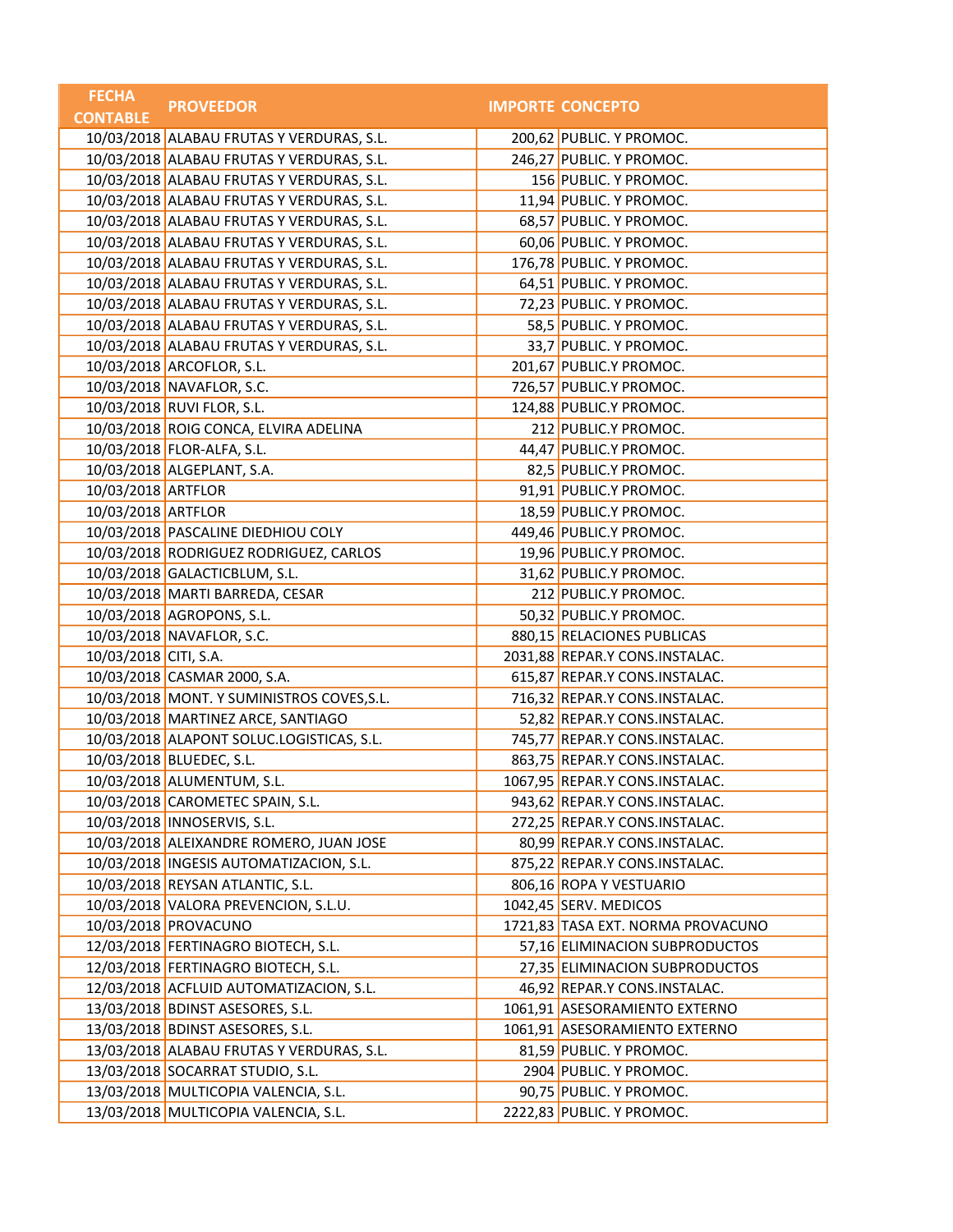| FECHA CONTABLE | PROVEEDOR | IMPORTE | CONCEPTO |
|---|---|---|---|
| 10/03/2018 | ALABAU FRUTAS Y VERDURAS, S.L. | 200,62 | PUBLIC. Y PROMOC. |
| 10/03/2018 | ALABAU FRUTAS Y VERDURAS, S.L. | 246,27 | PUBLIC. Y PROMOC. |
| 10/03/2018 | ALABAU FRUTAS Y VERDURAS, S.L. | 156 | PUBLIC. Y PROMOC. |
| 10/03/2018 | ALABAU FRUTAS Y VERDURAS, S.L. | 11,94 | PUBLIC. Y PROMOC. |
| 10/03/2018 | ALABAU FRUTAS Y VERDURAS, S.L. | 68,57 | PUBLIC. Y PROMOC. |
| 10/03/2018 | ALABAU FRUTAS Y VERDURAS, S.L. | 60,06 | PUBLIC. Y PROMOC. |
| 10/03/2018 | ALABAU FRUTAS Y VERDURAS, S.L. | 176,78 | PUBLIC. Y PROMOC. |
| 10/03/2018 | ALABAU FRUTAS Y VERDURAS, S.L. | 64,51 | PUBLIC. Y PROMOC. |
| 10/03/2018 | ALABAU FRUTAS Y VERDURAS, S.L. | 72,23 | PUBLIC. Y PROMOC. |
| 10/03/2018 | ALABAU FRUTAS Y VERDURAS, S.L. | 58,5 | PUBLIC. Y PROMOC. |
| 10/03/2018 | ALABAU FRUTAS Y VERDURAS, S.L. | 33,7 | PUBLIC. Y PROMOC. |
| 10/03/2018 | ARCOFLOR, S.L. | 201,67 | PUBLIC.Y PROMOC. |
| 10/03/2018 | NAVAFLOR, S.C. | 726,57 | PUBLIC.Y PROMOC. |
| 10/03/2018 | RUVI FLOR, S.L. | 124,88 | PUBLIC.Y PROMOC. |
| 10/03/2018 | ROIG CONCA, ELVIRA ADELINA | 212 | PUBLIC.Y PROMOC. |
| 10/03/2018 | FLOR-ALFA, S.L. | 44,47 | PUBLIC.Y PROMOC. |
| 10/03/2018 | ALGEPLANT, S.A. | 82,5 | PUBLIC.Y PROMOC. |
| 10/03/2018 | ARTFLOR | 91,91 | PUBLIC.Y PROMOC. |
| 10/03/2018 | ARTFLOR | 18,59 | PUBLIC.Y PROMOC. |
| 10/03/2018 | PASCALINE DIEDHIOU COLY | 449,46 | PUBLIC.Y PROMOC. |
| 10/03/2018 | RODRIGUEZ RODRIGUEZ, CARLOS | 19,96 | PUBLIC.Y PROMOC. |
| 10/03/2018 | GALACTICBLUM, S.L. | 31,62 | PUBLIC.Y PROMOC. |
| 10/03/2018 | MARTI BARREDA, CESAR | 212 | PUBLIC.Y PROMOC. |
| 10/03/2018 | AGROPONS, S.L. | 50,32 | PUBLIC.Y PROMOC. |
| 10/03/2018 | NAVAFLOR, S.C. | 880,15 | RELACIONES PUBLICAS |
| 10/03/2018 | CITI, S.A. | 2031,88 | REPAR.Y CONS.INSTALAC. |
| 10/03/2018 | CASMAR 2000, S.A. | 615,87 | REPAR.Y CONS.INSTALAC. |
| 10/03/2018 | MONT. Y SUMINISTROS COVES,S.L. | 716,32 | REPAR.Y CONS.INSTALAC. |
| 10/03/2018 | MARTINEZ ARCE, SANTIAGO | 52,82 | REPAR.Y CONS.INSTALAC. |
| 10/03/2018 | ALAPONT SOLUC.LOGISTICAS, S.L. | 745,77 | REPAR.Y CONS.INSTALAC. |
| 10/03/2018 | BLUEDEC, S.L. | 863,75 | REPAR.Y CONS.INSTALAC. |
| 10/03/2018 | ALUMENTUM, S.L. | 1067,95 | REPAR.Y CONS.INSTALAC. |
| 10/03/2018 | CAROMETEC SPAIN, S.L. | 943,62 | REPAR.Y CONS.INSTALAC. |
| 10/03/2018 | INNOSERVIS, S.L. | 272,25 | REPAR.Y CONS.INSTALAC. |
| 10/03/2018 | ALEIXANDRE ROMERO, JUAN JOSE | 80,99 | REPAR.Y CONS.INSTALAC. |
| 10/03/2018 | INGESIS AUTOMATIZACION, S.L. | 875,22 | REPAR.Y CONS.INSTALAC. |
| 10/03/2018 | REYSAN ATLANTIC, S.L. | 806,16 | ROPA Y VESTUARIO |
| 10/03/2018 | VALORA PREVENCION, S.L.U. | 1042,45 | SERV. MEDICOS |
| 10/03/2018 | PROVACUNO | 1721,83 | TASA EXT. NORMA PROVACUNO |
| 12/03/2018 | FERTINAGRO BIOTECH, S.L. | 57,16 | ELIMINACION SUBPRODUCTOS |
| 12/03/2018 | FERTINAGRO BIOTECH, S.L. | 27,35 | ELIMINACION SUBPRODUCTOS |
| 12/03/2018 | ACFLUID AUTOMATIZACION, S.L. | 46,92 | REPAR.Y CONS.INSTALAC. |
| 13/03/2018 | BDINST ASESORES, S.L. | 1061,91 | ASESORAMIENTO EXTERNO |
| 13/03/2018 | BDINST ASESORES, S.L. | 1061,91 | ASESORAMIENTO EXTERNO |
| 13/03/2018 | ALABAU FRUTAS Y VERDURAS, S.L. | 81,59 | PUBLIC. Y PROMOC. |
| 13/03/2018 | SOCARRAT STUDIO, S.L. | 2904 | PUBLIC. Y PROMOC. |
| 13/03/2018 | MULTICOPIA VALENCIA, S.L. | 90,75 | PUBLIC. Y PROMOC. |
| 13/03/2018 | MULTICOPIA VALENCIA, S.L. | 2222,83 | PUBLIC. Y PROMOC. |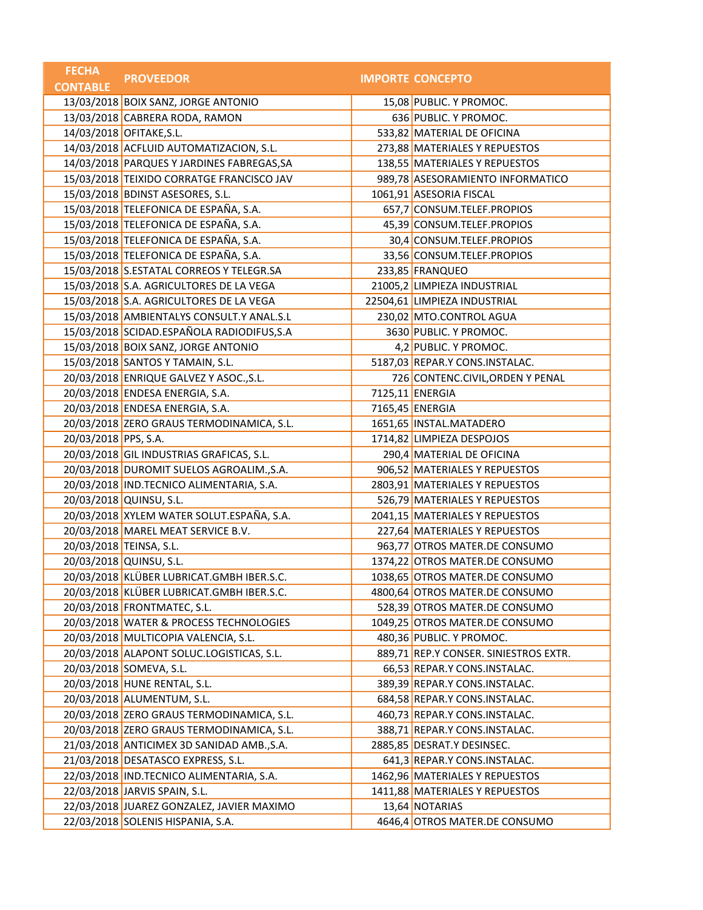| FECHA CONTABLE | PROVEEDOR | IMPORTE | CONCEPTO |
|---|---|---|---|
| 13/03/2018 | BOIX SANZ, JORGE ANTONIO | 15,08 | PUBLIC. Y PROMOC. |
| 13/03/2018 | CABRERA RODA, RAMON | 636 | PUBLIC. Y PROMOC. |
| 14/03/2018 | OFITAKE,S.L. | 533,82 | MATERIAL DE OFICINA |
| 14/03/2018 | ACFLUID AUTOMATIZACION, S.L. | 273,88 | MATERIALES Y REPUESTOS |
| 14/03/2018 | PARQUES Y JARDINES FABREGAS,SA | 138,55 | MATERIALES Y REPUESTOS |
| 15/03/2018 | TEIXIDO CORRATGE FRANCISCO JAV | 989,78 | ASESORAMIENTO INFORMATICO |
| 15/03/2018 | BDINST ASESORES, S.L. | 1061,91 | ASESORIA FISCAL |
| 15/03/2018 | TELEFONICA DE ESPAÑA, S.A. | 657,7 | CONSUM.TELEF.PROPIOS |
| 15/03/2018 | TELEFONICA DE ESPAÑA, S.A. | 45,39 | CONSUM.TELEF.PROPIOS |
| 15/03/2018 | TELEFONICA DE ESPAÑA, S.A. | 30,4 | CONSUM.TELEF.PROPIOS |
| 15/03/2018 | TELEFONICA DE ESPAÑA, S.A. | 33,56 | CONSUM.TELEF.PROPIOS |
| 15/03/2018 | S.ESTATAL CORREOS Y TELEGR.SA | 233,85 | FRANQUEO |
| 15/03/2018 | S.A. AGRICULTORES DE LA VEGA | 21005,2 | LIMPIEZA INDUSTRIAL |
| 15/03/2018 | S.A. AGRICULTORES DE LA VEGA | 22504,61 | LIMPIEZA INDUSTRIAL |
| 15/03/2018 | AMBIENTALYS CONSULT.Y ANAL.S.L | 230,02 | MTO.CONTROL AGUA |
| 15/03/2018 | SCIDAD.ESPAÑOLA RADIODIFUS,S.A | 3630 | PUBLIC. Y PROMOC. |
| 15/03/2018 | BOIX SANZ, JORGE ANTONIO | 4,2 | PUBLIC. Y PROMOC. |
| 15/03/2018 | SANTOS Y TAMAIN, S.L. | 5187,03 | REPAR.Y CONS.INSTALAC. |
| 20/03/2018 | ENRIQUE GALVEZ Y ASOC.,S.L. | 726 | CONTENC.CIVIL,ORDEN Y PENAL |
| 20/03/2018 | ENDESA ENERGIA, S.A. | 7125,11 | ENERGIA |
| 20/03/2018 | ENDESA ENERGIA, S.A. | 7165,45 | ENERGIA |
| 20/03/2018 | ZERO GRAUS TERMODINAMICA, S.L. | 1651,65 | INSTAL.MATADERO |
| 20/03/2018 | PPS, S.A. | 1714,82 | LIMPIEZA DESPOJOS |
| 20/03/2018 | GIL INDUSTRIAS GRAFICAS, S.L. | 290,4 | MATERIAL DE OFICINA |
| 20/03/2018 | DUROMIT SUELOS AGROALIM.,S.A. | 906,52 | MATERIALES Y REPUESTOS |
| 20/03/2018 | IND.TECNICO ALIMENTARIA, S.A. | 2803,91 | MATERIALES Y REPUESTOS |
| 20/03/2018 | QUINSU, S.L. | 526,79 | MATERIALES Y REPUESTOS |
| 20/03/2018 | XYLEM WATER SOLUT.ESPAÑA, S.A. | 2041,15 | MATERIALES Y REPUESTOS |
| 20/03/2018 | MAREL MEAT SERVICE B.V. | 227,64 | MATERIALES Y REPUESTOS |
| 20/03/2018 | TEINSA, S.L. | 963,77 | OTROS MATER.DE CONSUMO |
| 20/03/2018 | QUINSU, S.L. | 1374,22 | OTROS MATER.DE CONSUMO |
| 20/03/2018 | KLÜBER LUBRICAT.GMBH IBER.S.C. | 1038,65 | OTROS MATER.DE CONSUMO |
| 20/03/2018 | KLÜBER LUBRICAT.GMBH IBER.S.C. | 4800,64 | OTROS MATER.DE CONSUMO |
| 20/03/2018 | FRONTMATEC, S.L. | 528,39 | OTROS MATER.DE CONSUMO |
| 20/03/2018 | WATER & PROCESS TECHNOLOGIES | 1049,25 | OTROS MATER.DE CONSUMO |
| 20/03/2018 | MULTICOPIA VALENCIA, S.L. | 480,36 | PUBLIC. Y PROMOC. |
| 20/03/2018 | ALAPONT SOLUC.LOGISTICAS, S.L. | 889,71 | REP.Y CONSER. SINIESTROS EXTR. |
| 20/03/2018 | SOMEVA, S.L. | 66,53 | REPAR.Y CONS.INSTALAC. |
| 20/03/2018 | HUNE RENTAL, S.L. | 389,39 | REPAR.Y CONS.INSTALAC. |
| 20/03/2018 | ALUMENTUM, S.L. | 684,58 | REPAR.Y CONS.INSTALAC. |
| 20/03/2018 | ZERO GRAUS TERMODINAMICA, S.L. | 460,73 | REPAR.Y CONS.INSTALAC. |
| 20/03/2018 | ZERO GRAUS TERMODINAMICA, S.L. | 388,71 | REPAR.Y CONS.INSTALAC. |
| 21/03/2018 | ANTICIMEX 3D SANIDAD AMB.,S.A. | 2885,85 | DESRAT.Y DESINSEC. |
| 21/03/2018 | DESATASCO EXPRESS, S.L. | 641,3 | REPAR.Y CONS.INSTALAC. |
| 22/03/2018 | IND.TECNICO ALIMENTARIA, S.A. | 1462,96 | MATERIALES Y REPUESTOS |
| 22/03/2018 | JARVIS SPAIN, S.L. | 1411,88 | MATERIALES Y REPUESTOS |
| 22/03/2018 | JUAREZ GONZALEZ, JAVIER MAXIMO | 13,64 | NOTARIAS |
| 22/03/2018 | SOLENIS HISPANIA, S.A. | 4646,4 | OTROS MATER.DE CONSUMO |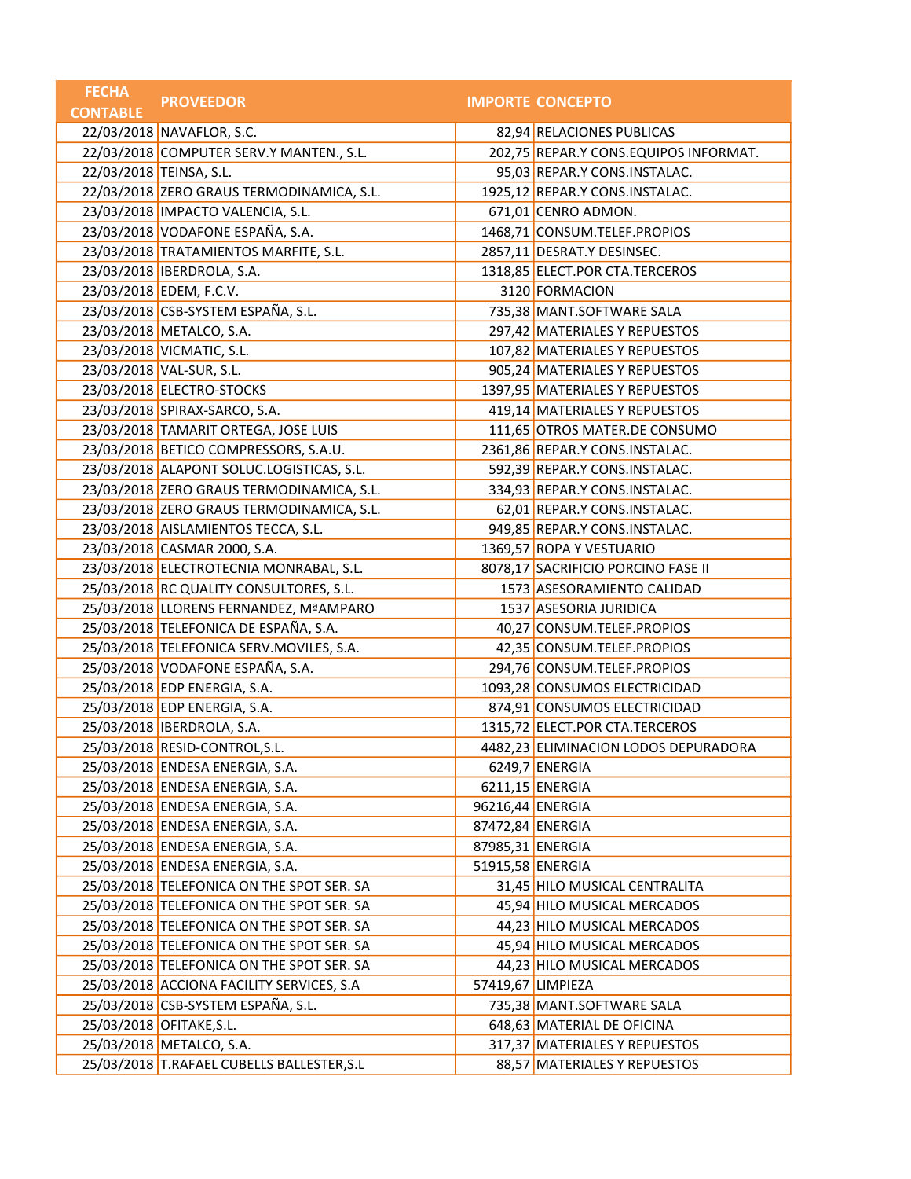| FECHA CONTABLE | PROVEEDOR | IMPORTE | CONCEPTO |
|---|---|---|---|
| 22/03/2018 | NAVAFLOR, S.C. | 82,94 | RELACIONES PUBLICAS |
| 22/03/2018 | COMPUTER SERV.Y MANTEN., S.L. | 202,75 | REPAR.Y CONS.EQUIPOS INFORMAT. |
| 22/03/2018 | TEINSA, S.L. | 95,03 | REPAR.Y CONS.INSTALAC. |
| 22/03/2018 | ZERO GRAUS TERMODINAMICA, S.L. | 1925,12 | REPAR.Y CONS.INSTALAC. |
| 23/03/2018 | IMPACTO VALENCIA, S.L. | 671,01 | CENRO ADMON. |
| 23/03/2018 | VODAFONE ESPAÑA, S.A. | 1468,71 | CONSUM.TELEF.PROPIOS |
| 23/03/2018 | TRATAMIENTOS MARFITE, S.L. | 2857,11 | DESRAT.Y DESINSEC. |
| 23/03/2018 | IBERDROLA, S.A. | 1318,85 | ELECT.POR CTA.TERCEROS |
| 23/03/2018 | EDEM, F.C.V. | 3120 | FORMACION |
| 23/03/2018 | CSB-SYSTEM ESPAÑA, S.L. | 735,38 | MANT.SOFTWARE SALA |
| 23/03/2018 | METALCO, S.A. | 297,42 | MATERIALES Y REPUESTOS |
| 23/03/2018 | VICMATIC, S.L. | 107,82 | MATERIALES Y REPUESTOS |
| 23/03/2018 | VAL-SUR, S.L. | 905,24 | MATERIALES Y REPUESTOS |
| 23/03/2018 | ELECTRO-STOCKS | 1397,95 | MATERIALES Y REPUESTOS |
| 23/03/2018 | SPIRAX-SARCO, S.A. | 419,14 | MATERIALES Y REPUESTOS |
| 23/03/2018 | TAMARIT ORTEGA, JOSE LUIS | 111,65 | OTROS MATER.DE CONSUMO |
| 23/03/2018 | BETICO COMPRESSORS, S.A.U. | 2361,86 | REPAR.Y CONS.INSTALAC. |
| 23/03/2018 | ALAPONT SOLUC.LOGISTICAS, S.L. | 592,39 | REPAR.Y CONS.INSTALAC. |
| 23/03/2018 | ZERO GRAUS TERMODINAMICA, S.L. | 334,93 | REPAR.Y CONS.INSTALAC. |
| 23/03/2018 | ZERO GRAUS TERMODINAMICA, S.L. | 62,01 | REPAR.Y CONS.INSTALAC. |
| 23/03/2018 | AISLAMIENTOS TECCA, S.L. | 949,85 | REPAR.Y CONS.INSTALAC. |
| 23/03/2018 | CASMAR 2000, S.A. | 1369,57 | ROPA Y VESTUARIO |
| 23/03/2018 | ELECTROTECNIA MONRABAL, S.L. | 8078,17 | SACRIFICIO PORCINO FASE II |
| 25/03/2018 | RC QUALITY CONSULTORES, S.L. | 1573 | ASESORAMIENTO CALIDAD |
| 25/03/2018 | LLORENS FERNANDEZ, MªAMPARO | 1537 | ASESORIA JURIDICA |
| 25/03/2018 | TELEFONICA DE ESPAÑA, S.A. | 40,27 | CONSUM.TELEF.PROPIOS |
| 25/03/2018 | TELEFONICA SERV.MOVILES, S.A. | 42,35 | CONSUM.TELEF.PROPIOS |
| 25/03/2018 | VODAFONE ESPAÑA, S.A. | 294,76 | CONSUM.TELEF.PROPIOS |
| 25/03/2018 | EDP ENERGIA, S.A. | 1093,28 | CONSUMOS ELECTRICIDAD |
| 25/03/2018 | EDP ENERGIA, S.A. | 874,91 | CONSUMOS ELECTRICIDAD |
| 25/03/2018 | IBERDROLA, S.A. | 1315,72 | ELECT.POR CTA.TERCEROS |
| 25/03/2018 | RESID-CONTROL,S.L. | 4482,23 | ELIMINACION LODOS DEPURADORA |
| 25/03/2018 | ENDESA ENERGIA, S.A. | 6249,7 | ENERGIA |
| 25/03/2018 | ENDESA ENERGIA, S.A. | 6211,15 | ENERGIA |
| 25/03/2018 | ENDESA ENERGIA, S.A. | 96216,44 | ENERGIA |
| 25/03/2018 | ENDESA ENERGIA, S.A. | 87472,84 | ENERGIA |
| 25/03/2018 | ENDESA ENERGIA, S.A. | 87985,31 | ENERGIA |
| 25/03/2018 | ENDESA ENERGIA, S.A. | 51915,58 | ENERGIA |
| 25/03/2018 | TELEFONICA ON THE SPOT SER. SA | 31,45 | HILO MUSICAL CENTRALITA |
| 25/03/2018 | TELEFONICA ON THE SPOT SER. SA | 45,94 | HILO MUSICAL MERCADOS |
| 25/03/2018 | TELEFONICA ON THE SPOT SER. SA | 44,23 | HILO MUSICAL MERCADOS |
| 25/03/2018 | TELEFONICA ON THE SPOT SER. SA | 45,94 | HILO MUSICAL MERCADOS |
| 25/03/2018 | TELEFONICA ON THE SPOT SER. SA | 44,23 | HILO MUSICAL MERCADOS |
| 25/03/2018 | ACCIONA FACILITY SERVICES, S.A | 57419,67 | LIMPIEZA |
| 25/03/2018 | CSB-SYSTEM ESPAÑA, S.L. | 735,38 | MANT.SOFTWARE SALA |
| 25/03/2018 | OFITAKE,S.L. | 648,63 | MATERIAL DE OFICINA |
| 25/03/2018 | METALCO, S.A. | 317,37 | MATERIALES Y REPUESTOS |
| 25/03/2018 | T.RAFAEL CUBELLS BALLESTER,S.L | 88,57 | MATERIALES Y REPUESTOS |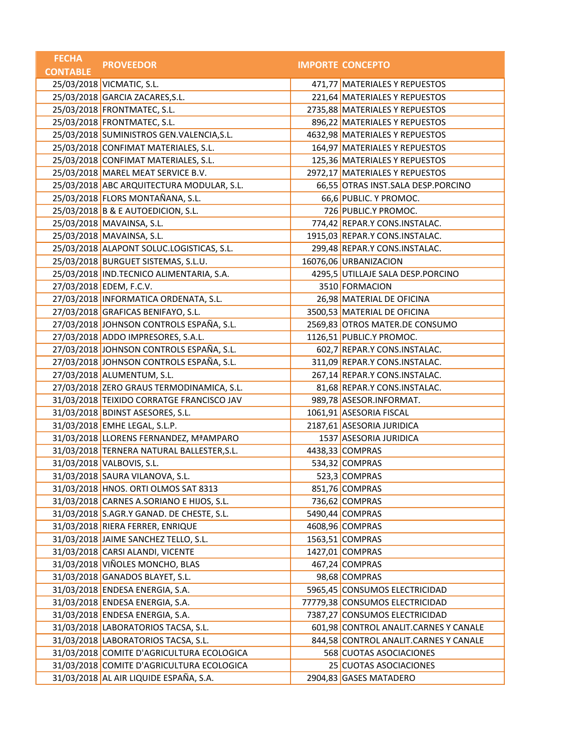| FECHA CONTABLE | PROVEEDOR | IMPORTE | CONCEPTO |
|---|---|---|---|
| 25/03/2018 | VICMATIC, S.L. | 471,77 | MATERIALES Y REPUESTOS |
| 25/03/2018 | GARCIA ZACARES,S.L. | 221,64 | MATERIALES Y REPUESTOS |
| 25/03/2018 | FRONTMATEC, S.L. | 2735,88 | MATERIALES Y REPUESTOS |
| 25/03/2018 | FRONTMATEC, S.L. | 896,22 | MATERIALES Y REPUESTOS |
| 25/03/2018 | SUMINISTROS GEN.VALENCIA,S.L. | 4632,98 | MATERIALES Y REPUESTOS |
| 25/03/2018 | CONFIMAT MATERIALES, S.L. | 164,97 | MATERIALES Y REPUESTOS |
| 25/03/2018 | CONFIMAT MATERIALES, S.L. | 125,36 | MATERIALES Y REPUESTOS |
| 25/03/2018 | MAREL MEAT SERVICE B.V. | 2972,17 | MATERIALES Y REPUESTOS |
| 25/03/2018 | ABC ARQUITECTURA MODULAR, S.L. | 66,55 | OTRAS INST.SALA DESP.PORCINO |
| 25/03/2018 | FLORS MONTAÑANA, S.L. | 66,6 | PUBLIC. Y PROMOC. |
| 25/03/2018 | B & E AUTOEDICION, S.L. | 726 | PUBLIC.Y PROMOC. |
| 25/03/2018 | MAVAINSA, S.L. | 774,42 | REPAR.Y CONS.INSTALAC. |
| 25/03/2018 | MAVAINSA, S.L. | 1915,03 | REPAR.Y CONS.INSTALAC. |
| 25/03/2018 | ALAPONT SOLUC.LOGISTICAS, S.L. | 299,48 | REPAR.Y CONS.INSTALAC. |
| 25/03/2018 | BURGUET SISTEMAS, S.L.U. | 16076,06 | URBANIZACION |
| 25/03/2018 | IND.TECNICO ALIMENTARIA, S.A. | 4295,5 | UTILLAJE SALA DESP.PORCINO |
| 27/03/2018 | EDEM, F.C.V. | 3510 | FORMACION |
| 27/03/2018 | INFORMATICA ORDENATA, S.L. | 26,98 | MATERIAL DE OFICINA |
| 27/03/2018 | GRAFICAS BENIFAYO, S.L. | 3500,53 | MATERIAL DE OFICINA |
| 27/03/2018 | JOHNSON CONTROLS ESPAÑA, S.L. | 2569,83 | OTROS MATER.DE CONSUMO |
| 27/03/2018 | ADDO IMPRESORES, S.A.L. | 1126,51 | PUBLIC.Y PROMOC. |
| 27/03/2018 | JOHNSON CONTROLS ESPAÑA, S.L. | 602,7 | REPAR.Y CONS.INSTALAC. |
| 27/03/2018 | JOHNSON CONTROLS ESPAÑA, S.L. | 311,09 | REPAR.Y CONS.INSTALAC. |
| 27/03/2018 | ALUMENTUM, S.L. | 267,14 | REPAR.Y CONS.INSTALAC. |
| 27/03/2018 | ZERO GRAUS TERMODINAMICA, S.L. | 81,68 | REPAR.Y CONS.INSTALAC. |
| 31/03/2018 | TEIXIDO CORRATGE FRANCISCO JAV | 989,78 | ASESOR.INFORMAT. |
| 31/03/2018 | BDINST ASESORES, S.L. | 1061,91 | ASESORIA FISCAL |
| 31/03/2018 | EMHE LEGAL, S.L.P. | 2187,61 | ASESORIA JURIDICA |
| 31/03/2018 | LLORENS FERNANDEZ, MªAMPARO | 1537 | ASESORIA JURIDICA |
| 31/03/2018 | TERNERA NATURAL BALLESTER,S.L. | 4438,33 | COMPRAS |
| 31/03/2018 | VALBOVIS, S.L. | 534,32 | COMPRAS |
| 31/03/2018 | SAURA VILANOVA, S.L. | 523,3 | COMPRAS |
| 31/03/2018 | HNOS. ORTI OLMOS SAT 8313 | 851,76 | COMPRAS |
| 31/03/2018 | CARNES A.SORIANO E HIJOS, S.L. | 736,62 | COMPRAS |
| 31/03/2018 | S.AGR.Y GANAD. DE CHESTE, S.L. | 5490,44 | COMPRAS |
| 31/03/2018 | RIERA FERRER, ENRIQUE | 4608,96 | COMPRAS |
| 31/03/2018 | JAIME SANCHEZ TELLO, S.L. | 1563,51 | COMPRAS |
| 31/03/2018 | CARSI ALANDI, VICENTE | 1427,01 | COMPRAS |
| 31/03/2018 | VIÑOLES MONCHO, BLAS | 467,24 | COMPRAS |
| 31/03/2018 | GANADOS BLAYET, S.L. | 98,68 | COMPRAS |
| 31/03/2018 | ENDESA ENERGIA, S.A. | 5965,45 | CONSUMOS ELECTRICIDAD |
| 31/03/2018 | ENDESA ENERGIA, S.A. | 77779,38 | CONSUMOS ELECTRICIDAD |
| 31/03/2018 | ENDESA ENERGIA, S.A. | 7387,27 | CONSUMOS ELECTRICIDAD |
| 31/03/2018 | LABORATORIOS TACSA, S.L. | 601,98 | CONTROL ANALIT.CARNES Y CANALE |
| 31/03/2018 | LABORATORIOS TACSA, S.L. | 844,58 | CONTROL ANALIT.CARNES Y CANALE |
| 31/03/2018 | COMITE D'AGRICULTURA ECOLOGICA | 568 | CUOTAS ASOCIACIONES |
| 31/03/2018 | COMITE D'AGRICULTURA ECOLOGICA | 25 | CUOTAS ASOCIACIONES |
| 31/03/2018 | AL AIR LIQUIDE ESPAÑA, S.A. | 2904,83 | GASES MATADERO |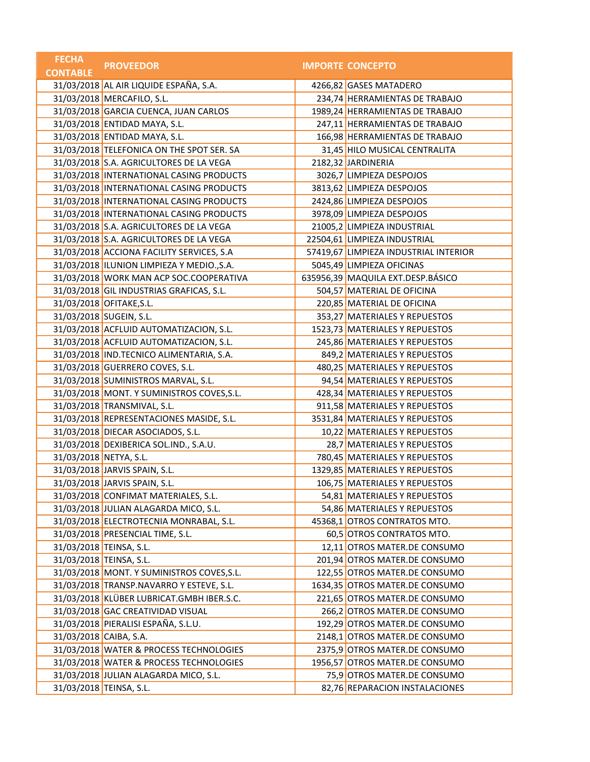| FECHA CONTABLE | PROVEEDOR | IMPORTE | CONCEPTO |
|---|---|---|---|
| 31/03/2018 | AL AIR LIQUIDE ESPAÑA, S.A. | 4266,82 | GASES MATADERO |
| 31/03/2018 | MERCAFILO, S.L. | 234,74 | HERRAMIENTAS DE TRABAJO |
| 31/03/2018 | GARCIA CUENCA, JUAN CARLOS | 1989,24 | HERRAMIENTAS DE TRABAJO |
| 31/03/2018 | ENTIDAD MAYA, S.L. | 247,11 | HERRAMIENTAS DE TRABAJO |
| 31/03/2018 | ENTIDAD MAYA, S.L. | 166,98 | HERRAMIENTAS DE TRABAJO |
| 31/03/2018 | TELEFONICA ON THE SPOT SER. SA | 31,45 | HILO MUSICAL CENTRALITA |
| 31/03/2018 | S.A. AGRICULTORES DE LA VEGA | 2182,32 | JARDINERIA |
| 31/03/2018 | INTERNATIONAL CASING PRODUCTS | 3026,7 | LIMPIEZA DESPOJOS |
| 31/03/2018 | INTERNATIONAL CASING PRODUCTS | 3813,62 | LIMPIEZA DESPOJOS |
| 31/03/2018 | INTERNATIONAL CASING PRODUCTS | 2424,86 | LIMPIEZA DESPOJOS |
| 31/03/2018 | INTERNATIONAL CASING PRODUCTS | 3978,09 | LIMPIEZA DESPOJOS |
| 31/03/2018 | S.A. AGRICULTORES DE LA VEGA | 21005,2 | LIMPIEZA INDUSTRIAL |
| 31/03/2018 | S.A. AGRICULTORES DE LA VEGA | 22504,61 | LIMPIEZA INDUSTRIAL |
| 31/03/2018 | ACCIONA FACILITY SERVICES, S.A | 57419,67 | LIMPIEZA INDUSTRIAL INTERIOR |
| 31/03/2018 | ILUNION LIMPIEZA Y MEDIO.,S.A. | 5045,49 | LIMPIEZA OFICINAS |
| 31/03/2018 | WORK MAN ACP SOC.COOPERATIVA | 635956,39 | MAQUILA EXT.DESP.BÁSICO |
| 31/03/2018 | GIL INDUSTRIAS GRAFICAS, S.L. | 504,57 | MATERIAL DE OFICINA |
| 31/03/2018 | OFITAKE,S.L. | 220,85 | MATERIAL DE OFICINA |
| 31/03/2018 | SUGEIN, S.L. | 353,27 | MATERIALES Y REPUESTOS |
| 31/03/2018 | ACFLUID AUTOMATIZACION, S.L. | 1523,73 | MATERIALES Y REPUESTOS |
| 31/03/2018 | ACFLUID AUTOMATIZACION, S.L. | 245,86 | MATERIALES Y REPUESTOS |
| 31/03/2018 | IND.TECNICO ALIMENTARIA, S.A. | 849,2 | MATERIALES Y REPUESTOS |
| 31/03/2018 | GUERRERO COVES, S.L. | 480,25 | MATERIALES Y REPUESTOS |
| 31/03/2018 | SUMINISTROS MARVAL, S.L. | 94,54 | MATERIALES Y REPUESTOS |
| 31/03/2018 | MONT. Y SUMINISTROS COVES,S.L. | 428,34 | MATERIALES Y REPUESTOS |
| 31/03/2018 | TRANSMIVAL, S.L. | 911,58 | MATERIALES Y REPUESTOS |
| 31/03/2018 | REPRESENTACIONES MASIDE, S.L. | 3531,84 | MATERIALES Y REPUESTOS |
| 31/03/2018 | DIECAR ASOCIADOS, S.L. | 10,22 | MATERIALES Y REPUESTOS |
| 31/03/2018 | DEXIBERICA SOL.IND., S.A.U. | 28,7 | MATERIALES Y REPUESTOS |
| 31/03/2018 | NETYA, S.L. | 780,45 | MATERIALES Y REPUESTOS |
| 31/03/2018 | JARVIS SPAIN, S.L. | 1329,85 | MATERIALES Y REPUESTOS |
| 31/03/2018 | JARVIS SPAIN, S.L. | 106,75 | MATERIALES Y REPUESTOS |
| 31/03/2018 | CONFIMAT MATERIALES, S.L. | 54,81 | MATERIALES Y REPUESTOS |
| 31/03/2018 | JULIAN ALAGARDA MICO, S.L. | 54,86 | MATERIALES Y REPUESTOS |
| 31/03/2018 | ELECTROTECNIA MONRABAL, S.L. | 45368,1 | OTROS CONTRATOS MTO. |
| 31/03/2018 | PRESENCIAL TIME, S.L. | 60,5 | OTROS CONTRATOS MTO. |
| 31/03/2018 | TEINSA, S.L. | 12,11 | OTROS MATER.DE CONSUMO |
| 31/03/2018 | TEINSA, S.L. | 201,94 | OTROS MATER.DE CONSUMO |
| 31/03/2018 | MONT. Y SUMINISTROS COVES,S.L. | 122,55 | OTROS MATER.DE CONSUMO |
| 31/03/2018 | TRANSP.NAVARRO Y ESTEVE, S.L. | 1634,35 | OTROS MATER.DE CONSUMO |
| 31/03/2018 | KLÜBER LUBRICAT.GMBH IBER.S.C. | 221,65 | OTROS MATER.DE CONSUMO |
| 31/03/2018 | GAC CREATIVIDAD VISUAL | 266,2 | OTROS MATER.DE CONSUMO |
| 31/03/2018 | PIERALISI ESPAÑA, S.L.U. | 192,29 | OTROS MATER.DE CONSUMO |
| 31/03/2018 | CAIBA, S.A. | 2148,1 | OTROS MATER.DE CONSUMO |
| 31/03/2018 | WATER & PROCESS TECHNOLOGIES | 2375,9 | OTROS MATER.DE CONSUMO |
| 31/03/2018 | WATER & PROCESS TECHNOLOGIES | 1956,57 | OTROS MATER.DE CONSUMO |
| 31/03/2018 | JULIAN ALAGARDA MICO, S.L. | 75,9 | OTROS MATER.DE CONSUMO |
| 31/03/2018 | TEINSA, S.L. | 82,76 | REPARACION INSTALACIONES |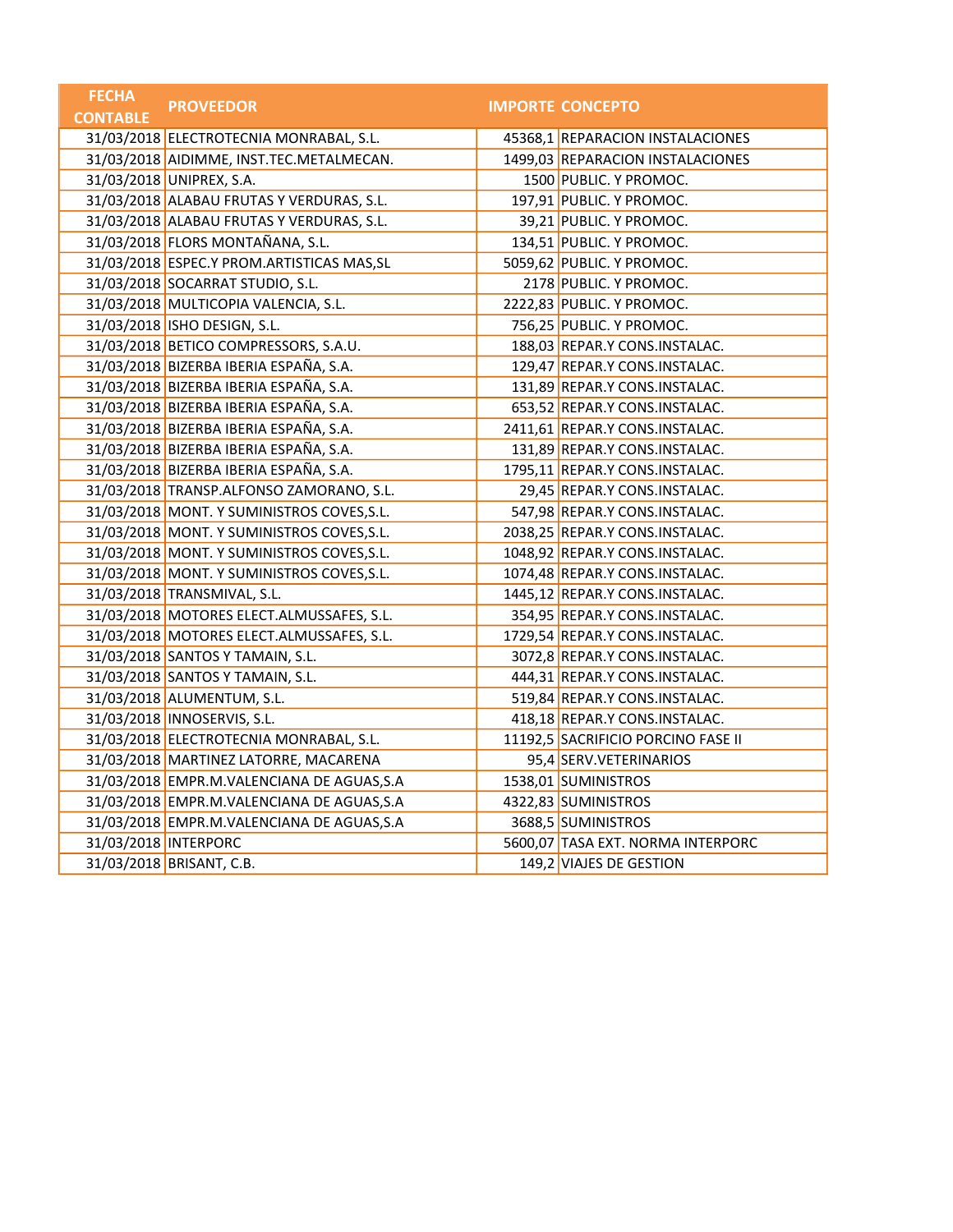| FECHA CONTABLE | PROVEEDOR | IMPORTE | CONCEPTO |
|---|---|---|---|
| 31/03/2018 | ELECTROTECNIA MONRABAL, S.L. | 45368,1 | REPARACION INSTALACIONES |
| 31/03/2018 | AIDIMME, INST.TEC.METALMECAN. | 1499,03 | REPARACION INSTALACIONES |
| 31/03/2018 | UNIPREX, S.A. | 1500 | PUBLIC. Y PROMOC. |
| 31/03/2018 | ALABAU FRUTAS Y VERDURAS, S.L. | 197,91 | PUBLIC. Y PROMOC. |
| 31/03/2018 | ALABAU FRUTAS Y VERDURAS, S.L. | 39,21 | PUBLIC. Y PROMOC. |
| 31/03/2018 | FLORS MONTAÑANA, S.L. | 134,51 | PUBLIC. Y PROMOC. |
| 31/03/2018 | ESPEC.Y PROM.ARTISTICAS MAS,SL | 5059,62 | PUBLIC. Y PROMOC. |
| 31/03/2018 | SOCARRAT STUDIO, S.L. | 2178 | PUBLIC. Y PROMOC. |
| 31/03/2018 | MULTICOPIA VALENCIA, S.L. | 2222,83 | PUBLIC. Y PROMOC. |
| 31/03/2018 | ISHO DESIGN, S.L. | 756,25 | PUBLIC. Y PROMOC. |
| 31/03/2018 | BETICO COMPRESSORS, S.A.U. | 188,03 | REPAR.Y CONS.INSTALAC. |
| 31/03/2018 | BIZERBA IBERIA ESPAÑA, S.A. | 129,47 | REPAR.Y CONS.INSTALAC. |
| 31/03/2018 | BIZERBA IBERIA ESPAÑA, S.A. | 131,89 | REPAR.Y CONS.INSTALAC. |
| 31/03/2018 | BIZERBA IBERIA ESPAÑA, S.A. | 653,52 | REPAR.Y CONS.INSTALAC. |
| 31/03/2018 | BIZERBA IBERIA ESPAÑA, S.A. | 2411,61 | REPAR.Y CONS.INSTALAC. |
| 31/03/2018 | BIZERBA IBERIA ESPAÑA, S.A. | 131,89 | REPAR.Y CONS.INSTALAC. |
| 31/03/2018 | BIZERBA IBERIA ESPAÑA, S.A. | 1795,11 | REPAR.Y CONS.INSTALAC. |
| 31/03/2018 | TRANSP.ALFONSO ZAMORANO, S.L. | 29,45 | REPAR.Y CONS.INSTALAC. |
| 31/03/2018 | MONT. Y SUMINISTROS COVES,S.L. | 547,98 | REPAR.Y CONS.INSTALAC. |
| 31/03/2018 | MONT. Y SUMINISTROS COVES,S.L. | 2038,25 | REPAR.Y CONS.INSTALAC. |
| 31/03/2018 | MONT. Y SUMINISTROS COVES,S.L. | 1048,92 | REPAR.Y CONS.INSTALAC. |
| 31/03/2018 | MONT. Y SUMINISTROS COVES,S.L. | 1074,48 | REPAR.Y CONS.INSTALAC. |
| 31/03/2018 | TRANSMIVAL, S.L. | 1445,12 | REPAR.Y CONS.INSTALAC. |
| 31/03/2018 | MOTORES ELECT.ALMUSSAFES, S.L. | 354,95 | REPAR.Y CONS.INSTALAC. |
| 31/03/2018 | MOTORES ELECT.ALMUSSAFES, S.L. | 1729,54 | REPAR.Y CONS.INSTALAC. |
| 31/03/2018 | SANTOS Y TAMAIN, S.L. | 3072,8 | REPAR.Y CONS.INSTALAC. |
| 31/03/2018 | SANTOS Y TAMAIN, S.L. | 444,31 | REPAR.Y CONS.INSTALAC. |
| 31/03/2018 | ALUMENTUM, S.L. | 519,84 | REPAR.Y CONS.INSTALAC. |
| 31/03/2018 | INNOSERVIS, S.L. | 418,18 | REPAR.Y CONS.INSTALAC. |
| 31/03/2018 | ELECTROTECNIA MONRABAL, S.L. | 11192,5 | SACRIFICIO PORCINO FASE II |
| 31/03/2018 | MARTINEZ LATORRE, MACARENA | 95,4 | SERV.VETERINARIOS |
| 31/03/2018 | EMPR.M.VALENCIANA DE AGUAS,S.A | 1538,01 | SUMINISTROS |
| 31/03/2018 | EMPR.M.VALENCIANA DE AGUAS,S.A | 4322,83 | SUMINISTROS |
| 31/03/2018 | EMPR.M.VALENCIANA DE AGUAS,S.A | 3688,5 | SUMINISTROS |
| 31/03/2018 | INTERPORC | 5600,07 | TASA EXT. NORMA INTERPORC |
| 31/03/2018 | BRISANT, C.B. | 149,2 | VIAJES DE GESTION |